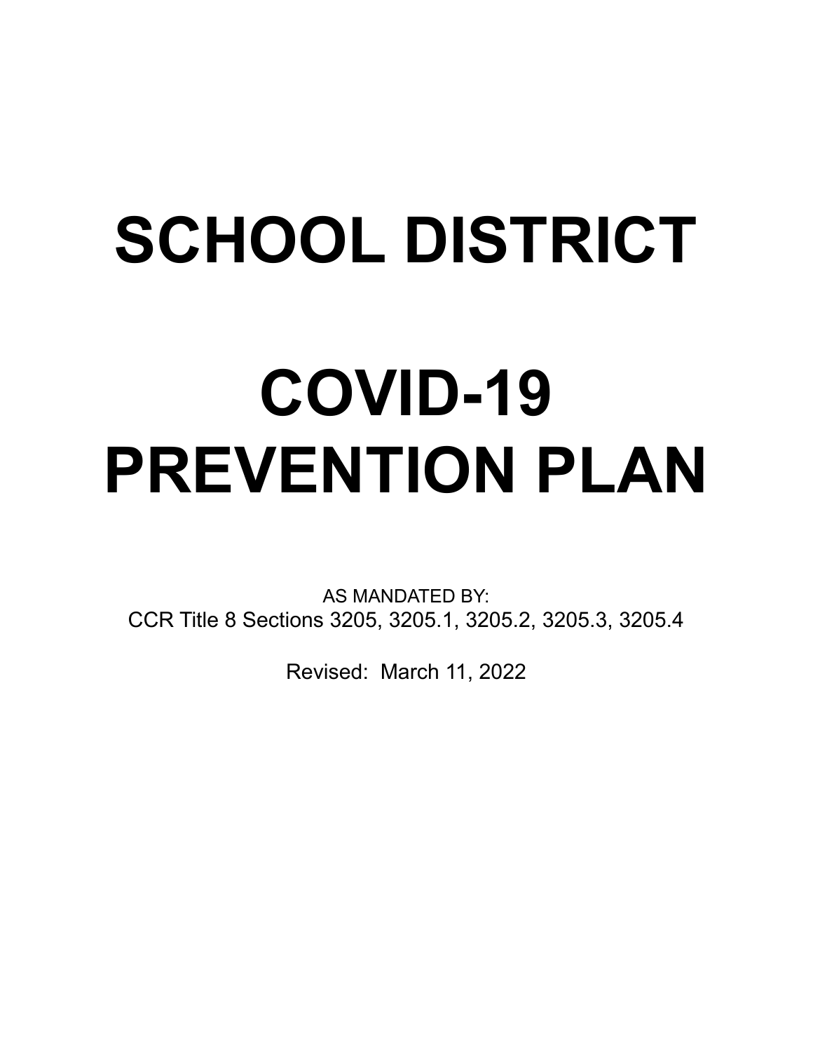# SCHOOL DISTRICT

# COVID-19 PREVENTION PLAN

AS MANDATED BY:
CCR Title 8 Sections 3205, 3205.1, 3205.2, 3205.3, 3205.4

Revised: March 11, 2022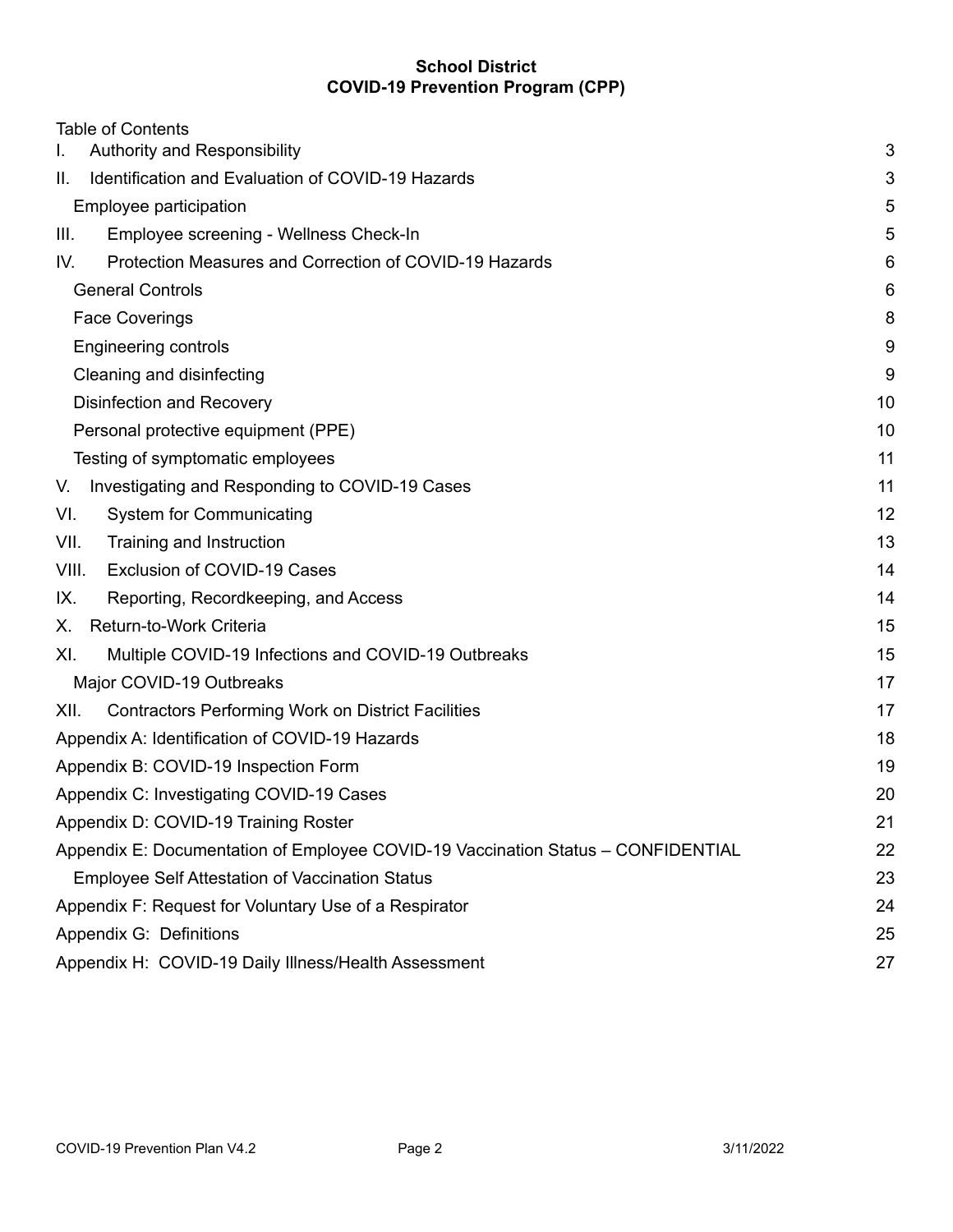**School District**
**COVID-19 Prevention Program (CPP)**

Table of Contents

| | |
|---|---|
| I. Authority and Responsibility | 3 |
| II. Identification and Evaluation of COVID-19 Hazards | 3 |
| Employee participation | 5 |
| III. Employee screening - Wellness Check-In | 5 |
| IV. Protection Measures and Correction of COVID-19 Hazards | 6 |
| General Controls | 6 |
| Face Coverings | 8 |
| Engineering controls | 9 |
| Cleaning and disinfecting | 9 |
| Disinfection and Recovery | 10 |
| Personal protective equipment (PPE) | 10 |
| Testing of symptomatic employees | 11 |
| V. Investigating and Responding to COVID-19 Cases | 11 |
| VI. System for Communicating | 12 |
| VII. Training and Instruction | 13 |
| VIII. Exclusion of COVID-19 Cases | 14 |
| IX. Reporting, Recordkeeping, and Access | 14 |
| X. Return-to-Work Criteria | 15 |
| XI. Multiple COVID-19 Infections and COVID-19 Outbreaks | 15 |
| Major COVID-19 Outbreaks | 17 |
| XII. Contractors Performing Work on District Facilities | 17 |
| Appendix A: Identification of COVID-19 Hazards | 18 |
| Appendix B: COVID-19 Inspection Form | 19 |
| Appendix C: Investigating COVID-19 Cases | 20 |
| Appendix D: COVID-19 Training Roster | 21 |
| Appendix E: Documentation of Employee COVID-19 Vaccination Status – CONFIDENTIAL | 22 |
| Employee Self Attestation of Vaccination Status | 23 |
| Appendix F: Request for Voluntary Use of a Respirator | 24 |
| Appendix G: Definitions | 25 |
| Appendix H: COVID-19 Daily Illness/Health Assessment | 27 |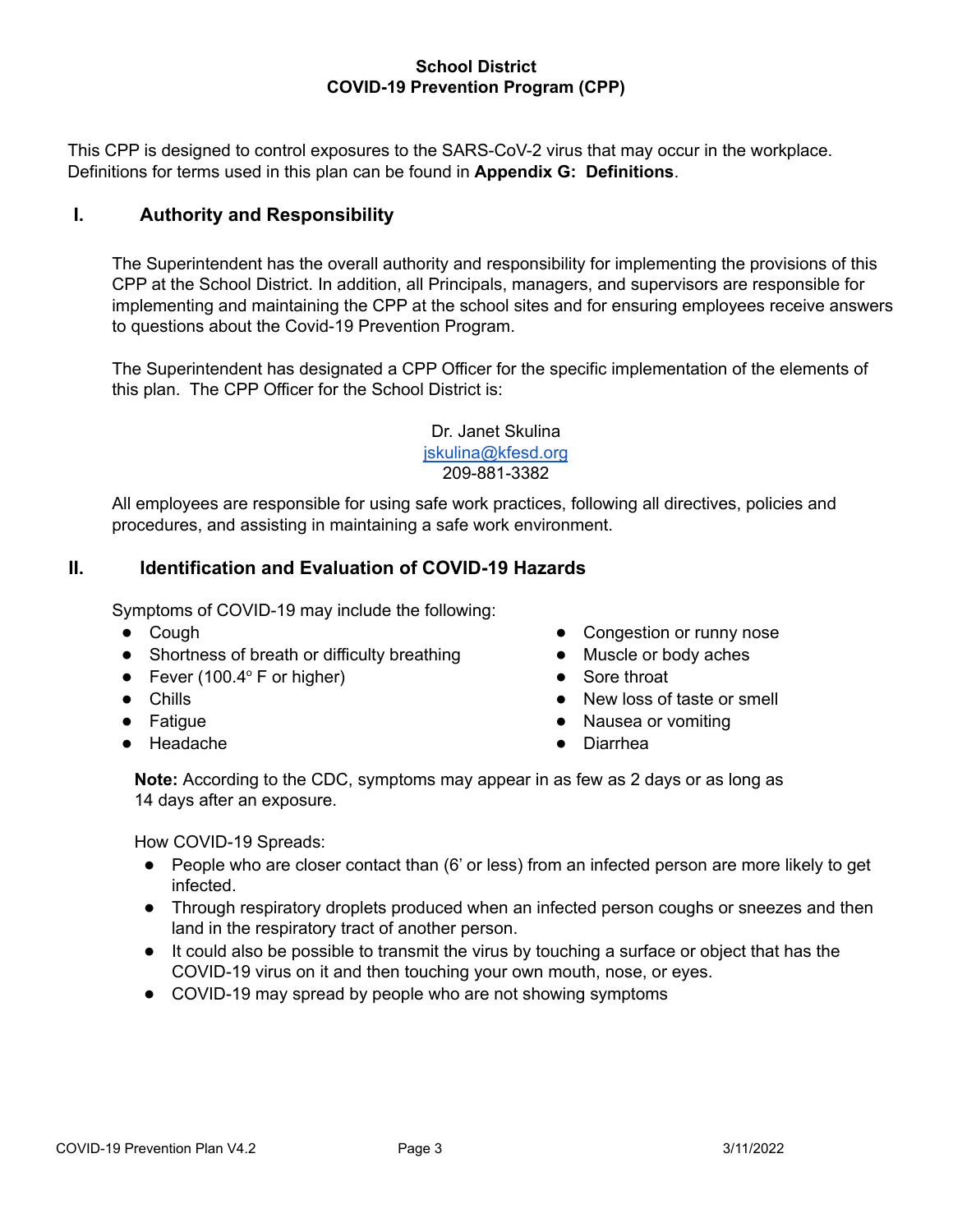**School District**
**COVID-19 Prevention Program (CPP)**

This CPP is designed to control exposures to the SARS-CoV-2 virus that may occur in the workplace. Definitions for terms used in this plan can be found in **Appendix G: Definitions**.

## I. Authority and Responsibility

The Superintendent has the overall authority and responsibility for implementing the provisions of this CPP at the School District. In addition, all Principals, managers, and supervisors are responsible for implementing and maintaining the CPP at the school sites and for ensuring employees receive answers to questions about the Covid-19 Prevention Program.

The Superintendent has designated a CPP Officer for the specific implementation of the elements of this plan. The CPP Officer for the School District is:

Dr. Janet Skulina
jskulina@kfesd.org
209-881-3382

All employees are responsible for using safe work practices, following all directives, policies and procedures, and assisting in maintaining a safe work environment.

## II. Identification and Evaluation of COVID-19 Hazards

Symptoms of COVID-19 may include the following:

- Cough
- Shortness of breath or difficulty breathing
- Fever (100.4° F or higher)
- Chills
- Fatigue
- Headache
- Congestion or runny nose
- Muscle or body aches
- Sore throat
- New loss of taste or smell
- Nausea or vomiting
- Diarrhea

**Note:** According to the CDC, symptoms may appear in as few as 2 days or as long as 14 days after an exposure.

How COVID-19 Spreads:

- People who are closer contact than (6' or less) from an infected person are more likely to get infected.
- Through respiratory droplets produced when an infected person coughs or sneezes and then land in the respiratory tract of another person.
- It could also be possible to transmit the virus by touching a surface or object that has the COVID-19 virus on it and then touching your own mouth, nose, or eyes.
- COVID-19 may spread by people who are not showing symptoms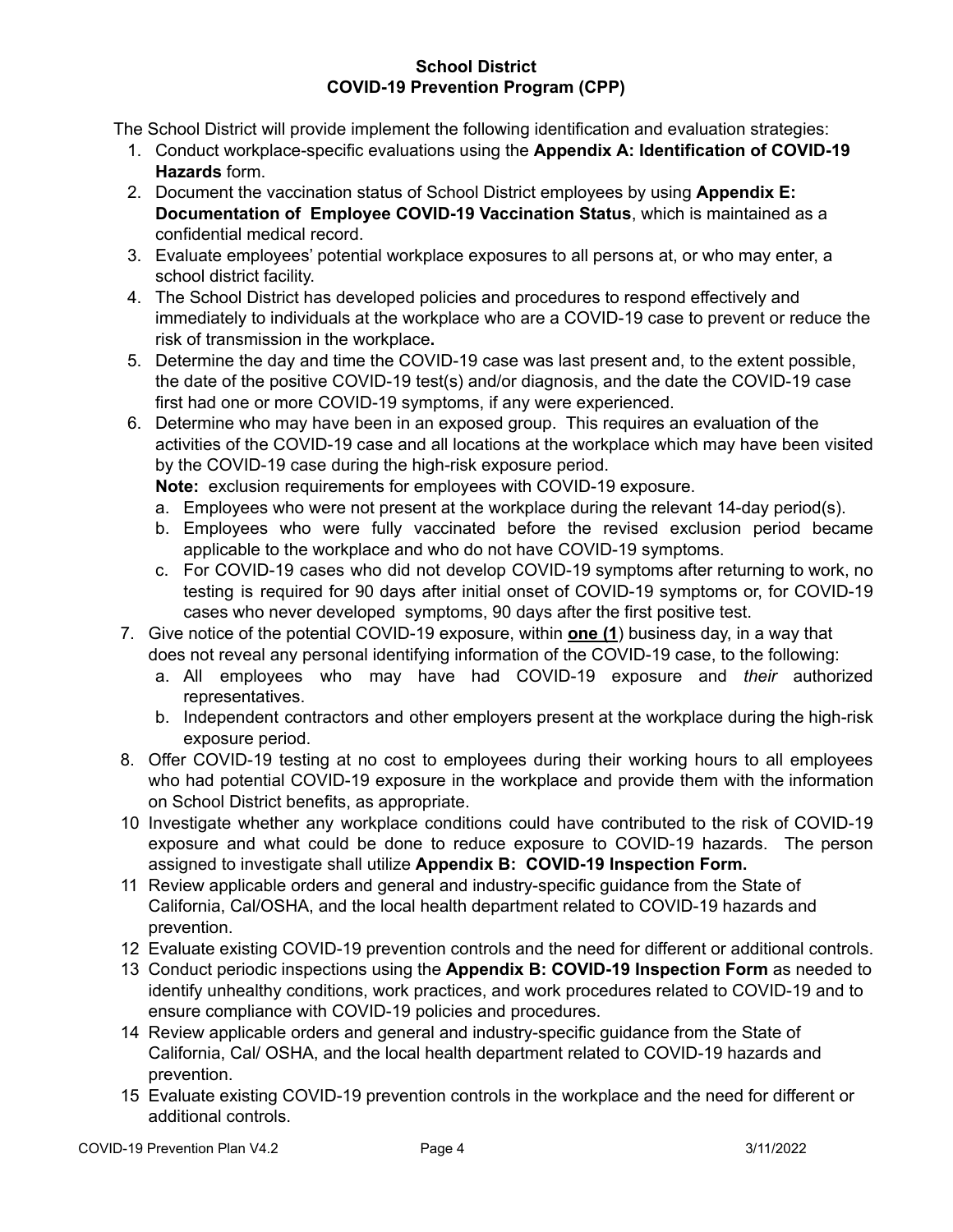**School District**
**COVID-19 Prevention Program (CPP)**

The School District will provide implement the following identification and evaluation strategies:

1. Conduct workplace-specific evaluations using the **Appendix A: Identification of COVID-19 Hazards** form.
2. Document the vaccination status of School District employees by using **Appendix E: Documentation of Employee COVID-19 Vaccination Status**, which is maintained as a confidential medical record.
3. Evaluate employees' potential workplace exposures to all persons at, or who may enter, a school district facility.
4. The School District has developed policies and procedures to respond effectively and immediately to individuals at the workplace who are a COVID-19 case to prevent or reduce the risk of transmission in the workplace**.**
5. Determine the day and time the COVID-19 case was last present and, to the extent possible, the date of the positive COVID-19 test(s) and/or diagnosis, and the date the COVID-19 case first had one or more COVID-19 symptoms, if any were experienced.
6. Determine who may have been in an exposed group. This requires an evaluation of the activities of the COVID-19 case and all locations at the workplace which may have been visited by the COVID-19 case during the high-risk exposure period.
   **Note:** exclusion requirements for employees with COVID-19 exposure.
   a. Employees who were not present at the workplace during the relevant 14-day period(s).
   b. Employees who were fully vaccinated before the revised exclusion period became applicable to the workplace and who do not have COVID-19 symptoms.
   c. For COVID-19 cases who did not develop COVID-19 symptoms after returning to work, no testing is required for 90 days after initial onset of COVID-19 symptoms or, for COVID-19 cases who never developed symptoms, 90 days after the first positive test.
7. Give notice of the potential COVID-19 exposure, within **one (1**) business day, in a way that does not reveal any personal identifying information of the COVID-19 case, to the following:
   a. All employees who may have had COVID-19 exposure and *their* authorized representatives.
   b. Independent contractors and other employers present at the workplace during the high-risk exposure period.
8. Offer COVID-19 testing at no cost to employees during their working hours to all employees who had potential COVID-19 exposure in the workplace and provide them with the information on School District benefits, as appropriate.

10 Investigate whether any workplace conditions could have contributed to the risk of COVID-19 exposure and what could be done to reduce exposure to COVID-19 hazards. The person assigned to investigate shall utilize **Appendix B: COVID-19 Inspection Form.**

11 Review applicable orders and general and industry-specific guidance from the State of California, Cal/OSHA, and the local health department related to COVID-19 hazards and prevention.

12 Evaluate existing COVID-19 prevention controls and the need for different or additional controls.

13 Conduct periodic inspections using the **Appendix B: COVID-19 Inspection Form** as needed to identify unhealthy conditions, work practices, and work procedures related to COVID-19 and to ensure compliance with COVID-19 policies and procedures.

14 Review applicable orders and general and industry-specific guidance from the State of California, Cal/ OSHA, and the local health department related to COVID-19 hazards and prevention.

15 Evaluate existing COVID-19 prevention controls in the workplace and the need for different or additional controls.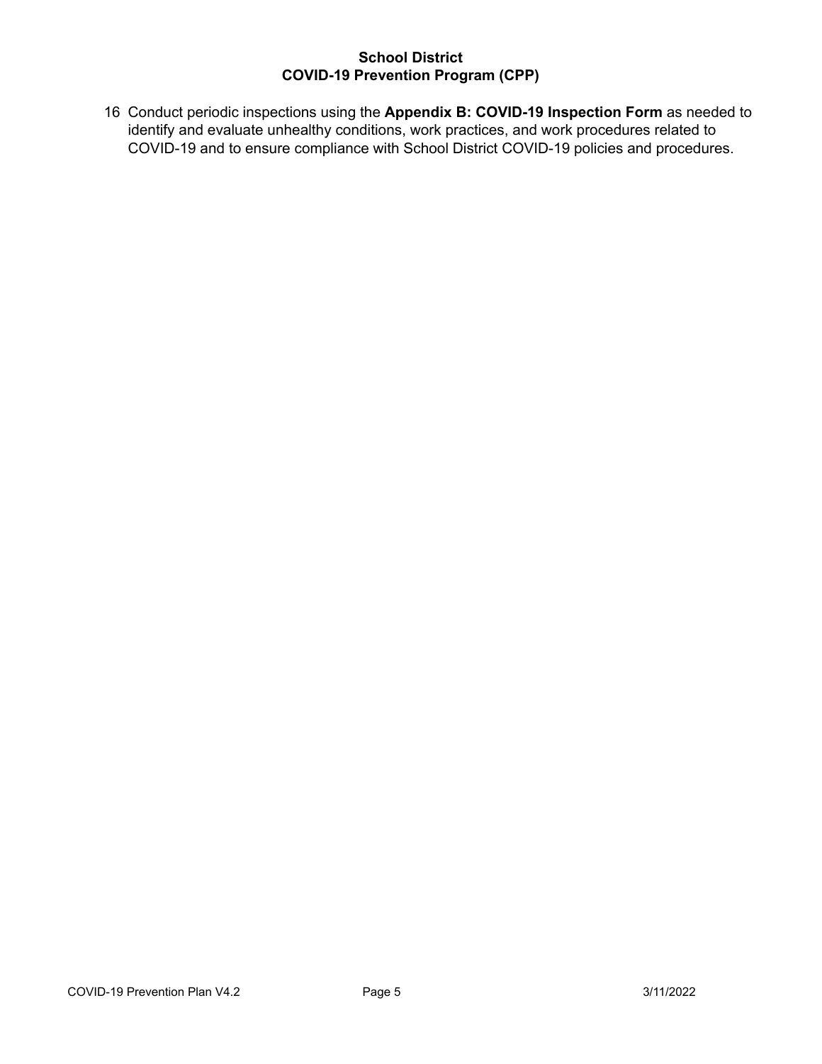16 Conduct periodic inspections using the **Appendix B: COVID-19 Inspection Form** as needed to identify and evaluate unhealthy conditions, work practices, and work procedures related to COVID-19 and to ensure compliance with School District COVID-19 policies and procedures.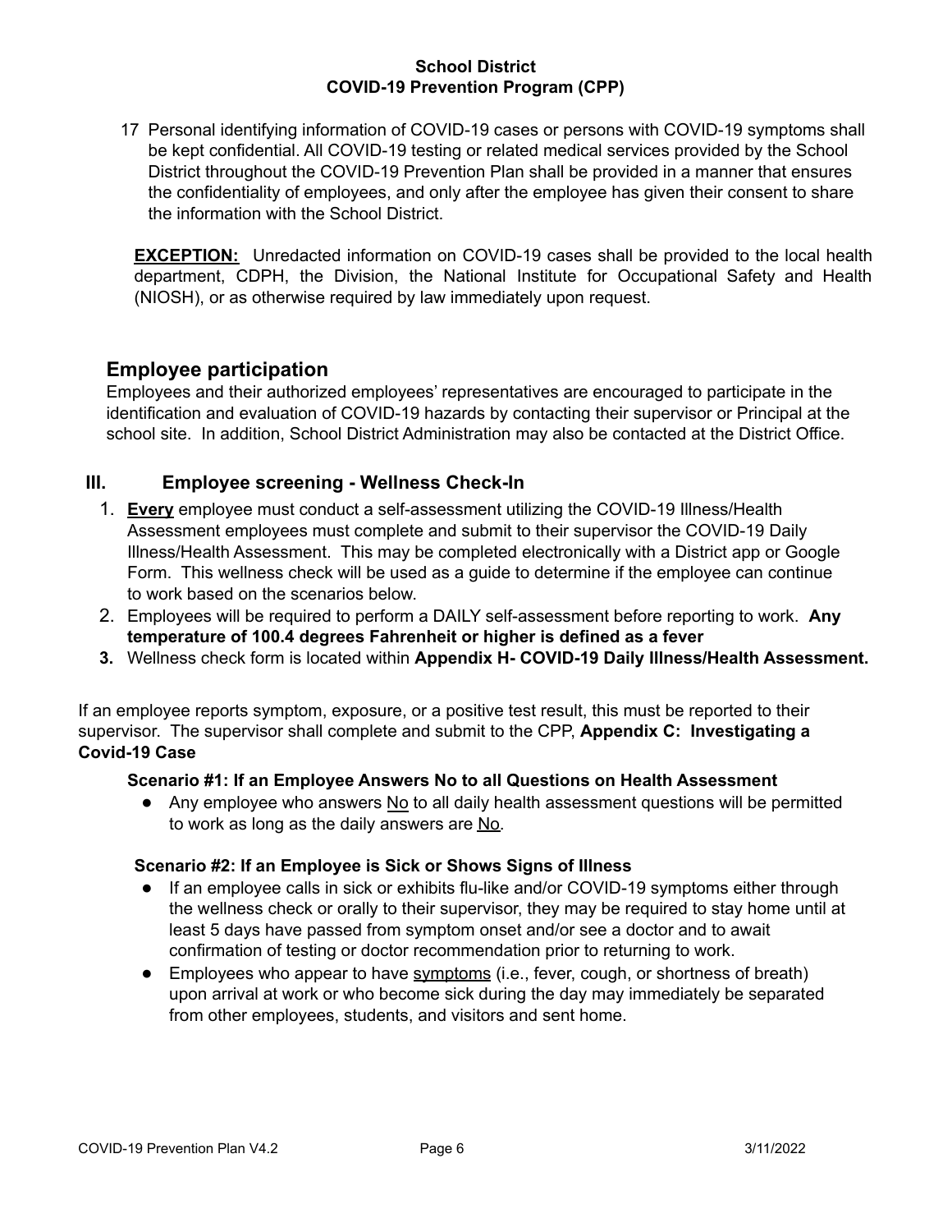17 Personal identifying information of COVID-19 cases or persons with COVID-19 symptoms shall be kept confidential. All COVID-19 testing or related medical services provided by the School District throughout the COVID-19 Prevention Plan shall be provided in a manner that ensures the confidentiality of employees, and only after the employee has given their consent to share the information with the School District.

**EXCEPTION:** Unredacted information on COVID-19 cases shall be provided to the local health department, CDPH, the Division, the National Institute for Occupational Safety and Health (NIOSH), or as otherwise required by law immediately upon request.

## Employee participation

Employees and their authorized employees' representatives are encouraged to participate in the identification and evaluation of COVID-19 hazards by contacting their supervisor or Principal at the school site. In addition, School District Administration may also be contacted at the District Office.

## III. Employee screening - Wellness Check-In

1. **Every** employee must conduct a self-assessment utilizing the COVID-19 Illness/Health Assessment employees must complete and submit to their supervisor the COVID-19 Daily Illness/Health Assessment. This may be completed electronically with a District app or Google Form. This wellness check will be used as a guide to determine if the employee can continue to work based on the scenarios below.
2. Employees will be required to perform a DAILY self-assessment before reporting to work. **Any temperature of 100.4 degrees Fahrenheit or higher is defined as a fever**
3. Wellness check form is located within **Appendix H- COVID-19 Daily Illness/Health Assessment.**

If an employee reports symptom, exposure, or a positive test result, this must be reported to their supervisor. The supervisor shall complete and submit to the CPP, **Appendix C: Investigating a Covid-19 Case**

**Scenario #1: If an Employee Answers No to all Questions on Health Assessment**

- Any employee who answers No to all daily health assessment questions will be permitted to work as long as the daily answers are No.

**Scenario #2: If an Employee is Sick or Shows Signs of Illness**

- If an employee calls in sick or exhibits flu-like and/or COVID-19 symptoms either through the wellness check or orally to their supervisor, they may be required to stay home until at least 5 days have passed from symptom onset and/or see a doctor and to await confirmation of testing or doctor recommendation prior to returning to work.
- Employees who appear to have symptoms (i.e., fever, cough, or shortness of breath) upon arrival at work or who become sick during the day may immediately be separated from other employees, students, and visitors and sent home.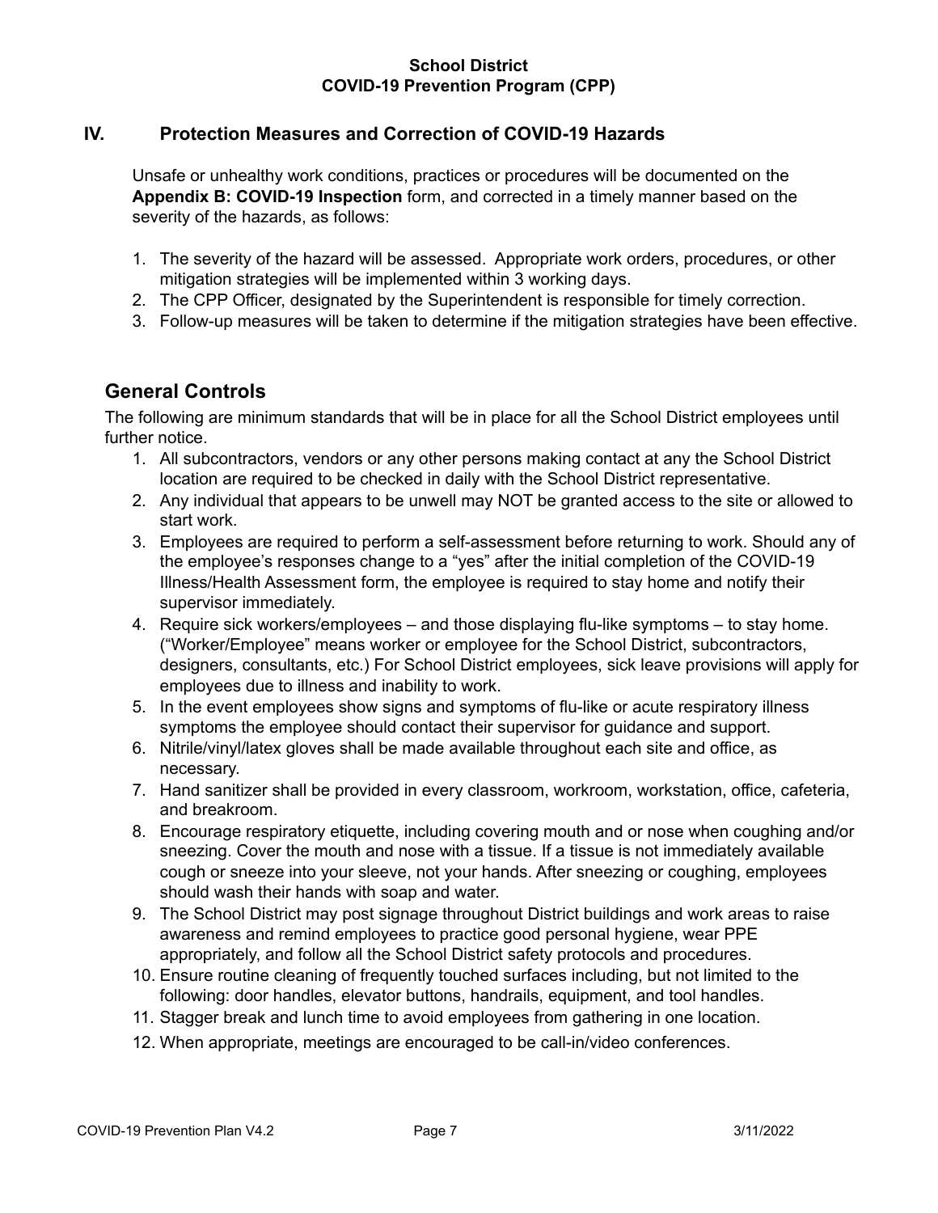## IV. Protection Measures and Correction of COVID-19 Hazards

Unsafe or unhealthy work conditions, practices or procedures will be documented on the **Appendix B: COVID-19 Inspection** form, and corrected in a timely manner based on the severity of the hazards, as follows:

1. The severity of the hazard will be assessed. Appropriate work orders, procedures, or other mitigation strategies will be implemented within 3 working days.
2. The CPP Officer, designated by the Superintendent is responsible for timely correction.
3. Follow-up measures will be taken to determine if the mitigation strategies have been effective.

## General Controls

The following are minimum standards that will be in place for all the School District employees until further notice.

1. All subcontractors, vendors or any other persons making contact at any the School District location are required to be checked in daily with the School District representative.
2. Any individual that appears to be unwell may NOT be granted access to the site or allowed to start work.
3. Employees are required to perform a self-assessment before returning to work. Should any of the employee's responses change to a "yes" after the initial completion of the COVID-19 Illness/Health Assessment form, the employee is required to stay home and notify their supervisor immediately.
4. Require sick workers/employees – and those displaying flu-like symptoms – to stay home. ("Worker/Employee" means worker or employee for the School District, subcontractors, designers, consultants, etc.) For School District employees, sick leave provisions will apply for employees due to illness and inability to work.
5. In the event employees show signs and symptoms of flu-like or acute respiratory illness symptoms the employee should contact their supervisor for guidance and support.
6. Nitrile/vinyl/latex gloves shall be made available throughout each site and office, as necessary.
7. Hand sanitizer shall be provided in every classroom, workroom, workstation, office, cafeteria, and breakroom.
8. Encourage respiratory etiquette, including covering mouth and or nose when coughing and/or sneezing. Cover the mouth and nose with a tissue. If a tissue is not immediately available cough or sneeze into your sleeve, not your hands. After sneezing or coughing, employees should wash their hands with soap and water.
9. The School District may post signage throughout District buildings and work areas to raise awareness and remind employees to practice good personal hygiene, wear PPE appropriately, and follow all the School District safety protocols and procedures.
10. Ensure routine cleaning of frequently touched surfaces including, but not limited to the following: door handles, elevator buttons, handrails, equipment, and tool handles.
11. Stagger break and lunch time to avoid employees from gathering in one location.
12. When appropriate, meetings are encouraged to be call-in/video conferences.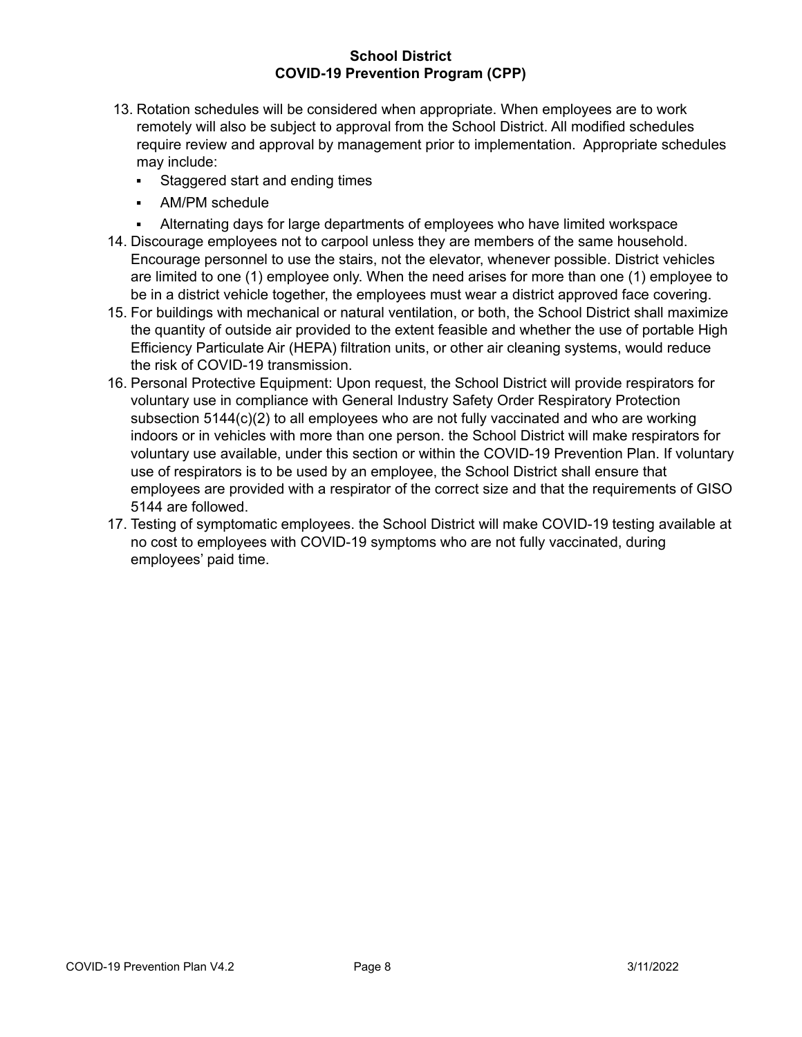13. Rotation schedules will be considered when appropriate. When employees are to work remotely will also be subject to approval from the School District. All modified schedules require review and approval by management prior to implementation. Appropriate schedules may include:
    - Staggered start and ending times
    - AM/PM schedule
    - Alternating days for large departments of employees who have limited workspace
14. Discourage employees not to carpool unless they are members of the same household. Encourage personnel to use the stairs, not the elevator, whenever possible. District vehicles are limited to one (1) employee only. When the need arises for more than one (1) employee to be in a district vehicle together, the employees must wear a district approved face covering.
15. For buildings with mechanical or natural ventilation, or both, the School District shall maximize the quantity of outside air provided to the extent feasible and whether the use of portable High Efficiency Particulate Air (HEPA) filtration units, or other air cleaning systems, would reduce the risk of COVID-19 transmission.
16. Personal Protective Equipment: Upon request, the School District will provide respirators for voluntary use in compliance with General Industry Safety Order Respiratory Protection subsection 5144(c)(2) to all employees who are not fully vaccinated and who are working indoors or in vehicles with more than one person. the School District will make respirators for voluntary use available, under this section or within the COVID-19 Prevention Plan. If voluntary use of respirators is to be used by an employee, the School District shall ensure that employees are provided with a respirator of the correct size and that the requirements of GISO 5144 are followed.
17. Testing of symptomatic employees. the School District will make COVID-19 testing available at no cost to employees with COVID-19 symptoms who are not fully vaccinated, during employees' paid time.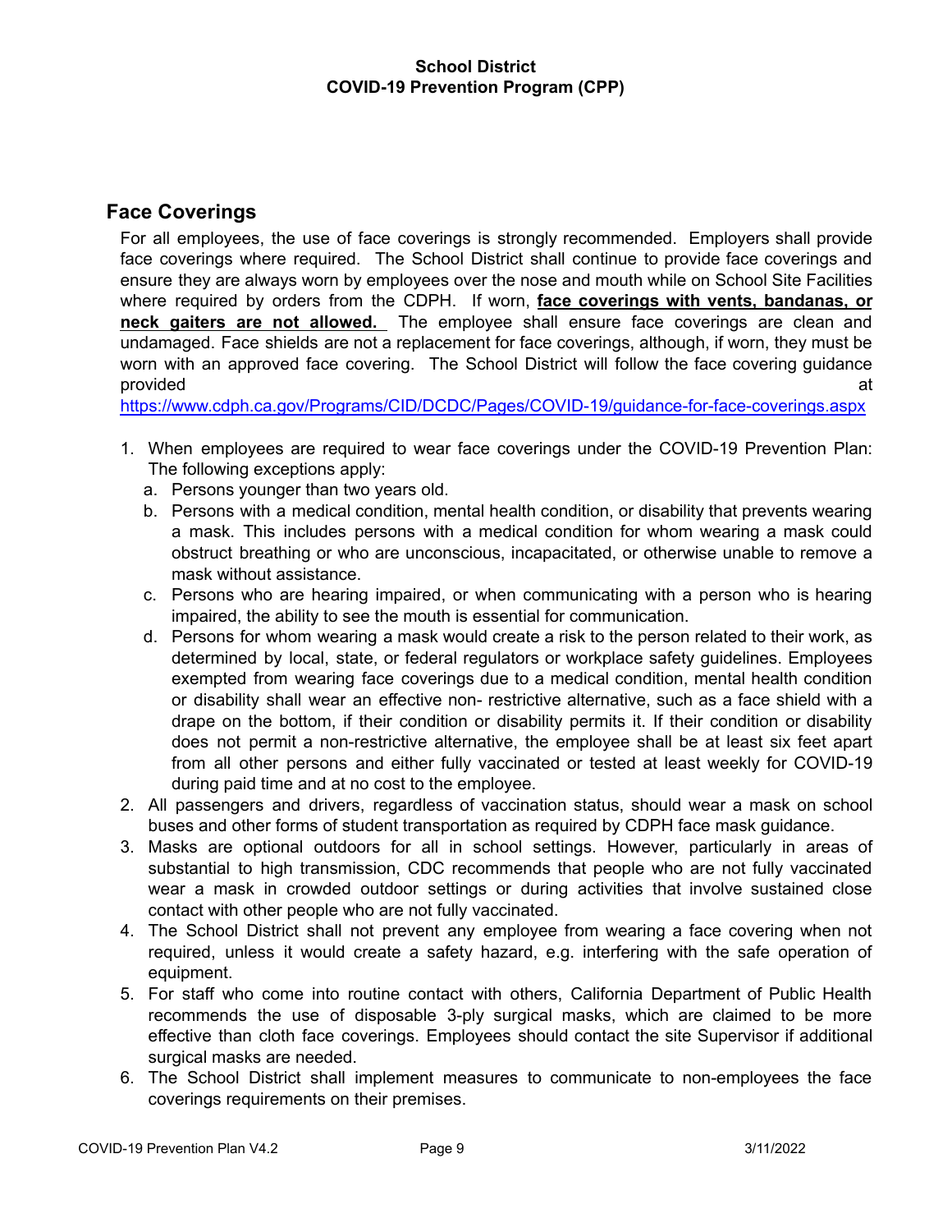## Face Coverings

For all employees, the use of face coverings is strongly recommended. Employers shall provide face coverings where required. The School District shall continue to provide face coverings and ensure they are always worn by employees over the nose and mouth while on School Site Facilities where required by orders from the CDPH. If worn, **face coverings with vents, bandanas, or neck gaiters are not allowed.** The employee shall ensure face coverings are clean and undamaged. Face shields are not a replacement for face coverings, although, if worn, they must be worn with an approved face covering. The School District will follow the face covering guidance provided at https://www.cdph.ca.gov/Programs/CID/DCDC/Pages/COVID-19/guidance-for-face-coverings.aspx

1. When employees are required to wear face coverings under the COVID-19 Prevention Plan: The following exceptions apply:
   a. Persons younger than two years old.
   b. Persons with a medical condition, mental health condition, or disability that prevents wearing a mask. This includes persons with a medical condition for whom wearing a mask could obstruct breathing or who are unconscious, incapacitated, or otherwise unable to remove a mask without assistance.
   c. Persons who are hearing impaired, or when communicating with a person who is hearing impaired, the ability to see the mouth is essential for communication.
   d. Persons for whom wearing a mask would create a risk to the person related to their work, as determined by local, state, or federal regulators or workplace safety guidelines. Employees exempted from wearing face coverings due to a medical condition, mental health condition or disability shall wear an effective non- restrictive alternative, such as a face shield with a drape on the bottom, if their condition or disability permits it. If their condition or disability does not permit a non-restrictive alternative, the employee shall be at least six feet apart from all other persons and either fully vaccinated or tested at least weekly for COVID-19 during paid time and at no cost to the employee.
2. All passengers and drivers, regardless of vaccination status, should wear a mask on school buses and other forms of student transportation as required by CDPH face mask guidance.
3. Masks are optional outdoors for all in school settings. However, particularly in areas of substantial to high transmission, CDC recommends that people who are not fully vaccinated wear a mask in crowded outdoor settings or during activities that involve sustained close contact with other people who are not fully vaccinated.
4. The School District shall not prevent any employee from wearing a face covering when not required, unless it would create a safety hazard, e.g. interfering with the safe operation of equipment.
5. For staff who come into routine contact with others, California Department of Public Health recommends the use of disposable 3-ply surgical masks, which are claimed to be more effective than cloth face coverings. Employees should contact the site Supervisor if additional surgical masks are needed.
6. The School District shall implement measures to communicate to non-employees the face coverings requirements on their premises.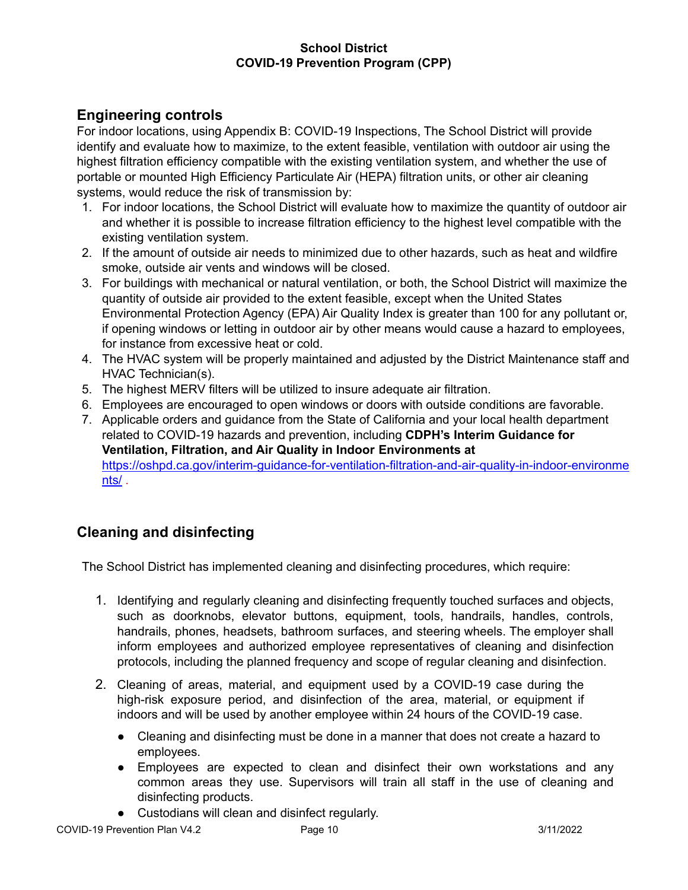## Engineering controls

For indoor locations, using Appendix B: COVID-19 Inspections, The School District will provide identify and evaluate how to maximize, to the extent feasible, ventilation with outdoor air using the highest filtration efficiency compatible with the existing ventilation system, and whether the use of portable or mounted High Efficiency Particulate Air (HEPA) filtration units, or other air cleaning systems, would reduce the risk of transmission by:

1. For indoor locations, the School District will evaluate how to maximize the quantity of outdoor air and whether it is possible to increase filtration efficiency to the highest level compatible with the existing ventilation system.
2. If the amount of outside air needs to minimized due to other hazards, such as heat and wildfire smoke, outside air vents and windows will be closed.
3. For buildings with mechanical or natural ventilation, or both, the School District will maximize the quantity of outside air provided to the extent feasible, except when the United States Environmental Protection Agency (EPA) Air Quality Index is greater than 100 for any pollutant or, if opening windows or letting in outdoor air by other means would cause a hazard to employees, for instance from excessive heat or cold.
4. The HVAC system will be properly maintained and adjusted by the District Maintenance staff and HVAC Technician(s).
5. The highest MERV filters will be utilized to insure adequate air filtration.
6. Employees are encouraged to open windows or doors with outside conditions are favorable.
7. Applicable orders and guidance from the State of California and your local health department related to COVID-19 hazards and prevention, including **CDPH's Interim Guidance for Ventilation, Filtration, and Air Quality in Indoor Environments at** https://oshpd.ca.gov/interim-guidance-for-ventilation-filtration-and-air-quality-in-indoor-environments/ .

## Cleaning and disinfecting

The School District has implemented cleaning and disinfecting procedures, which require:

1. Identifying and regularly cleaning and disinfecting frequently touched surfaces and objects, such as doorknobs, elevator buttons, equipment, tools, handrails, handles, controls, handrails, phones, headsets, bathroom surfaces, and steering wheels. The employer shall inform employees and authorized employee representatives of cleaning and disinfection protocols, including the planned frequency and scope of regular cleaning and disinfection.
2. Cleaning of areas, material, and equipment used by a COVID-19 case during the high-risk exposure period, and disinfection of the area, material, or equipment if indoors and will be used by another employee within 24 hours of the COVID-19 case.
   - Cleaning and disinfecting must be done in a manner that does not create a hazard to employees.
   - Employees are expected to clean and disinfect their own workstations and any common areas they use. Supervisors will train all staff in the use of cleaning and disinfecting products.
   - Custodians will clean and disinfect regularly.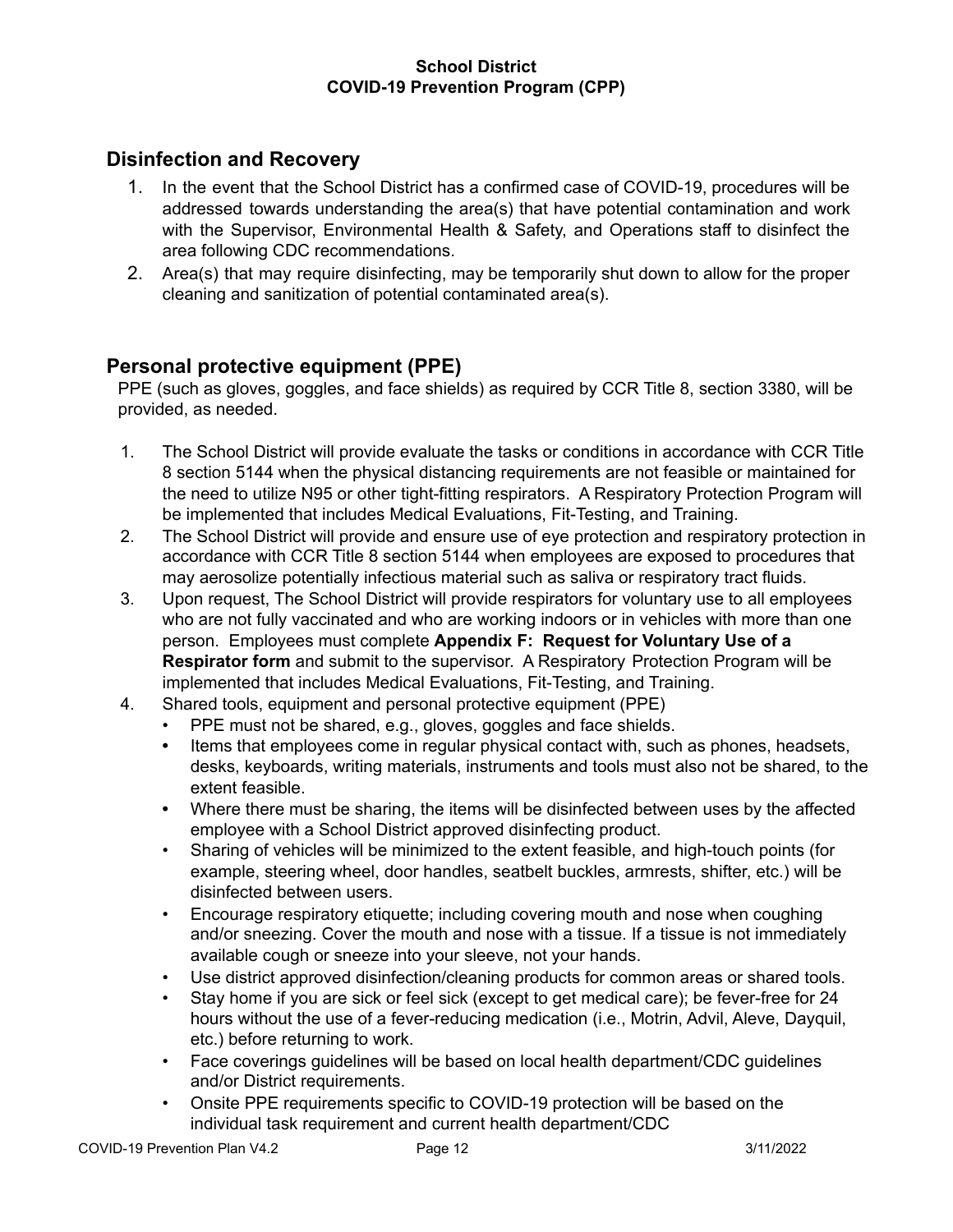## Disinfection and Recovery

1. In the event that the School District has a confirmed case of COVID-19, procedures will be addressed towards understanding the area(s) that have potential contamination and work with the Supervisor, Environmental Health & Safety, and Operations staff to disinfect the area following CDC recommendations.
2. Area(s) that may require disinfecting, may be temporarily shut down to allow for the proper cleaning and sanitization of potential contaminated area(s).

## Personal protective equipment (PPE)

PPE (such as gloves, goggles, and face shields) as required by CCR Title 8, section 3380, will be provided, as needed.

1. The School District will provide evaluate the tasks or conditions in accordance with CCR Title 8 section 5144 when the physical distancing requirements are not feasible or maintained for the need to utilize N95 or other tight-fitting respirators. A Respiratory Protection Program will be implemented that includes Medical Evaluations, Fit-Testing, and Training.
2. The School District will provide and ensure use of eye protection and respiratory protection in accordance with CCR Title 8 section 5144 when employees are exposed to procedures that may aerosolize potentially infectious material such as saliva or respiratory tract fluids.
3. Upon request, The School District will provide respirators for voluntary use to all employees who are not fully vaccinated and who are working indoors or in vehicles with more than one person. Employees must complete **Appendix F: Request for Voluntary Use of a Respirator form** and submit to the supervisor. A Respiratory Protection Program will be implemented that includes Medical Evaluations, Fit-Testing, and Training.
4. Shared tools, equipment and personal protective equipment (PPE)
   - PPE must not be shared, e.g., gloves, goggles and face shields.
   - Items that employees come in regular physical contact with, such as phones, headsets, desks, keyboards, writing materials, instruments and tools must also not be shared, to the extent feasible.
   - Where there must be sharing, the items will be disinfected between uses by the affected employee with a School District approved disinfecting product.
   - Sharing of vehicles will be minimized to the extent feasible, and high-touch points (for example, steering wheel, door handles, seatbelt buckles, armrests, shifter, etc.) will be disinfected between users.
   - Encourage respiratory etiquette; including covering mouth and nose when coughing and/or sneezing. Cover the mouth and nose with a tissue. If a tissue is not immediately available cough or sneeze into your sleeve, not your hands.
   - Use district approved disinfection/cleaning products for common areas or shared tools.
   - Stay home if you are sick or feel sick (except to get medical care); be fever-free for 24 hours without the use of a fever-reducing medication (i.e., Motrin, Advil, Aleve, Dayquil, etc.) before returning to work.
   - Face coverings guidelines will be based on local health department/CDC guidelines and/or District requirements.
   - Onsite PPE requirements specific to COVID-19 protection will be based on the individual task requirement and current health department/CDC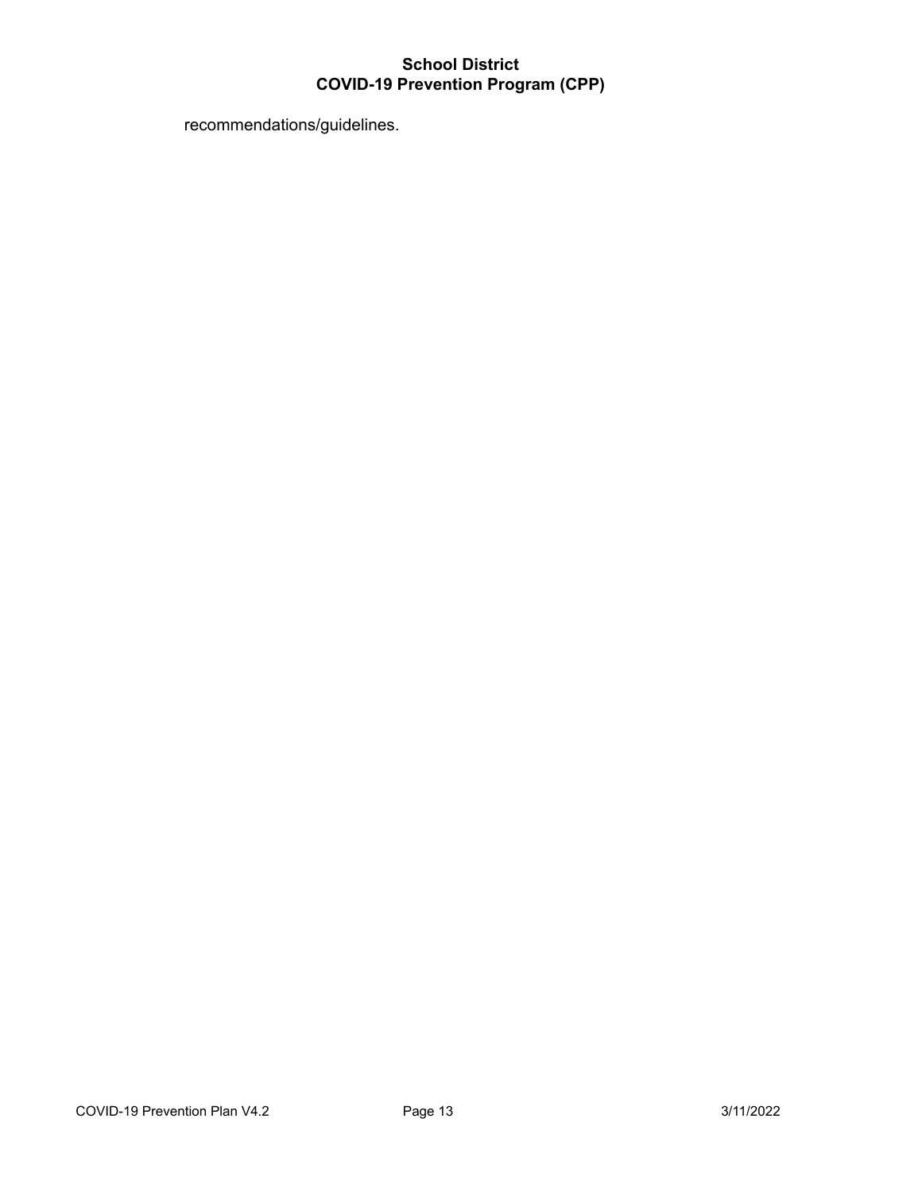recommendations/guidelines.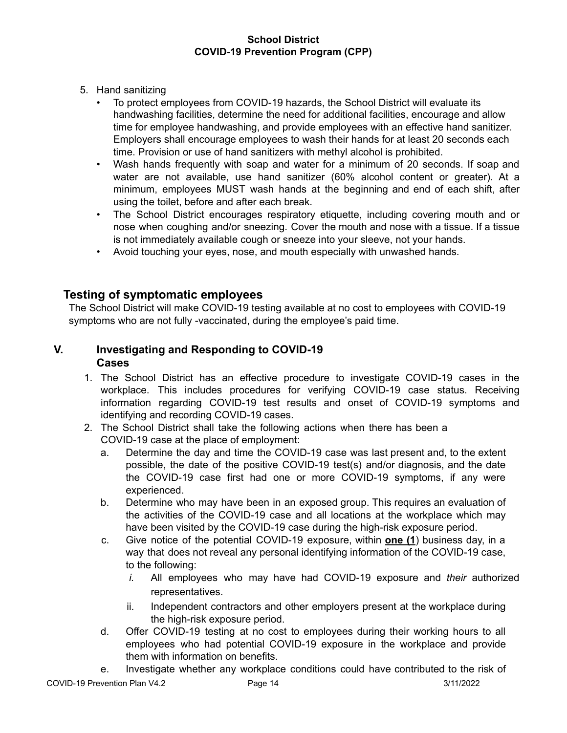5. Hand sanitizing
   - To protect employees from COVID-19 hazards, the School District will evaluate its handwashing facilities, determine the need for additional facilities, encourage and allow time for employee handwashing, and provide employees with an effective hand sanitizer. Employers shall encourage employees to wash their hands for at least 20 seconds each time. Provision or use of hand sanitizers with methyl alcohol is prohibited.
   - Wash hands frequently with soap and water for a minimum of 20 seconds. If soap and water are not available, use hand sanitizer (60% alcohol content or greater). At a minimum, employees MUST wash hands at the beginning and end of each shift, after using the toilet, before and after each break.
   - The School District encourages respiratory etiquette, including covering mouth and or nose when coughing and/or sneezing. Cover the mouth and nose with a tissue. If a tissue is not immediately available cough or sneeze into your sleeve, not your hands.
   - Avoid touching your eyes, nose, and mouth especially with unwashed hands.

## Testing of symptomatic employees

The School District will make COVID-19 testing available at no cost to employees with COVID-19 symptoms who are not fully -vaccinated, during the employee's paid time.

# V. Investigating and Responding to COVID-19 Cases

1. The School District has an effective procedure to investigate COVID-19 cases in the workplace. This includes procedures for verifying COVID-19 case status. Receiving information regarding COVID-19 test results and onset of COVID-19 symptoms and identifying and recording COVID-19 cases.
2. The School District shall take the following actions when there has been a COVID-19 case at the place of employment:
   a. Determine the day and time the COVID-19 case was last present and, to the extent possible, the date of the positive COVID-19 test(s) and/or diagnosis, and the date the COVID-19 case first had one or more COVID-19 symptoms, if any were experienced.
   b. Determine who may have been in an exposed group. This requires an evaluation of the activities of the COVID-19 case and all locations at the workplace which may have been visited by the COVID-19 case during the high-risk exposure period.
   c. Give notice of the potential COVID-19 exposure, within **one (1**) business day, in a way that does not reveal any personal identifying information of the COVID-19 case, to the following:
      *i.* All employees who may have had COVID-19 exposure and *their* authorized representatives.
      ii. Independent contractors and other employers present at the workplace during the high-risk exposure period.
   d. Offer COVID-19 testing at no cost to employees during their working hours to all employees who had potential COVID-19 exposure in the workplace and provide them with information on benefits.
   e. Investigate whether any workplace conditions could have contributed to the risk of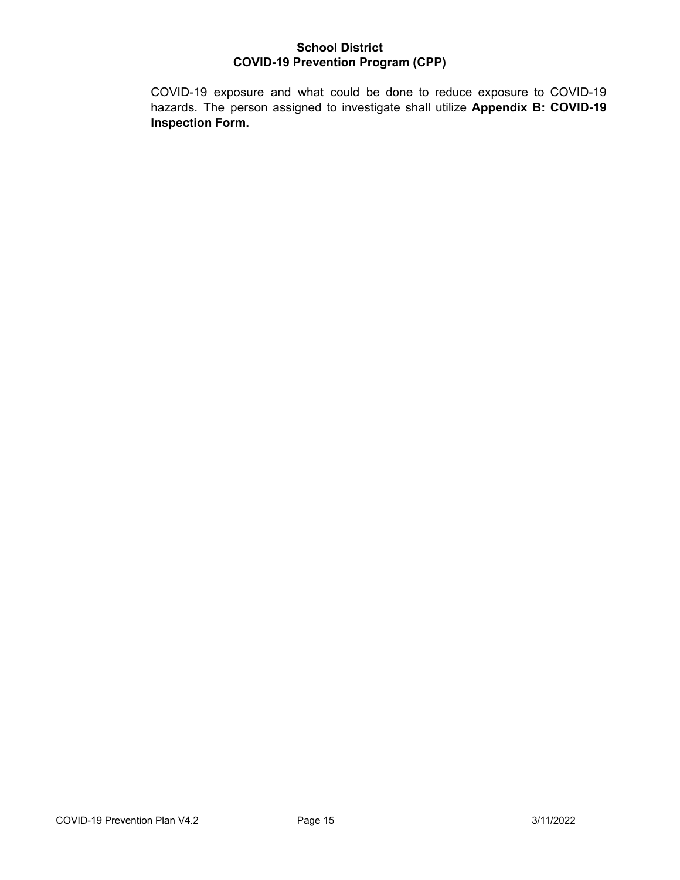COVID-19 exposure and what could be done to reduce exposure to COVID-19 hazards. The person assigned to investigate shall utilize **Appendix B: COVID-19 Inspection Form.**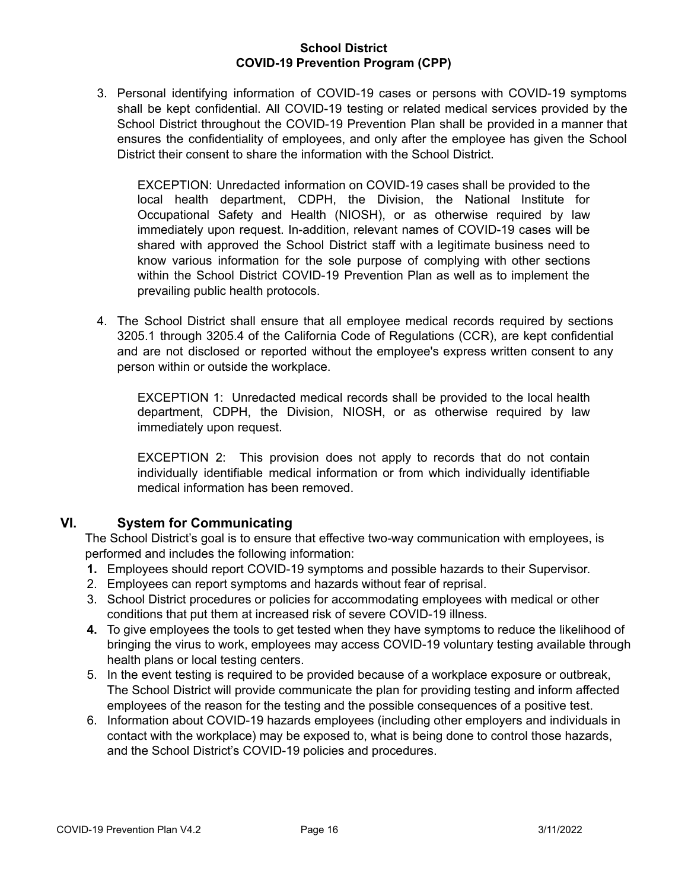3. Personal identifying information of COVID-19 cases or persons with COVID-19 symptoms shall be kept confidential. All COVID-19 testing or related medical services provided by the School District throughout the COVID-19 Prevention Plan shall be provided in a manner that ensures the confidentiality of employees, and only after the employee has given the School District their consent to share the information with the School District.

   EXCEPTION: Unredacted information on COVID-19 cases shall be provided to the local health department, CDPH, the Division, the National Institute for Occupational Safety and Health (NIOSH), or as otherwise required by law immediately upon request. In-addition, relevant names of COVID-19 cases will be shared with approved the School District staff with a legitimate business need to know various information for the sole purpose of complying with other sections within the School District COVID-19 Prevention Plan as well as to implement the prevailing public health protocols.

4. The School District shall ensure that all employee medical records required by sections 3205.1 through 3205.4 of the California Code of Regulations (CCR), are kept confidential and are not disclosed or reported without the employee's express written consent to any person within or outside the workplace.

   EXCEPTION 1: Unredacted medical records shall be provided to the local health department, CDPH, the Division, NIOSH, or as otherwise required by law immediately upon request.

   EXCEPTION 2: This provision does not apply to records that do not contain individually identifiable medical information or from which individually identifiable medical information has been removed.

## VI. System for Communicating

The School District's goal is to ensure that effective two-way communication with employees, is performed and includes the following information:

1. Employees should report COVID-19 symptoms and possible hazards to their Supervisor.
2. Employees can report symptoms and hazards without fear of reprisal.
3. School District procedures or policies for accommodating employees with medical or other conditions that put them at increased risk of severe COVID-19 illness.
4. To give employees the tools to get tested when they have symptoms to reduce the likelihood of bringing the virus to work, employees may access COVID-19 voluntary testing available through health plans or local testing centers.
5. In the event testing is required to be provided because of a workplace exposure or outbreak, The School District will provide communicate the plan for providing testing and inform affected employees of the reason for the testing and the possible consequences of a positive test.
6. Information about COVID-19 hazards employees (including other employers and individuals in contact with the workplace) may be exposed to, what is being done to control those hazards, and the School District's COVID-19 policies and procedures.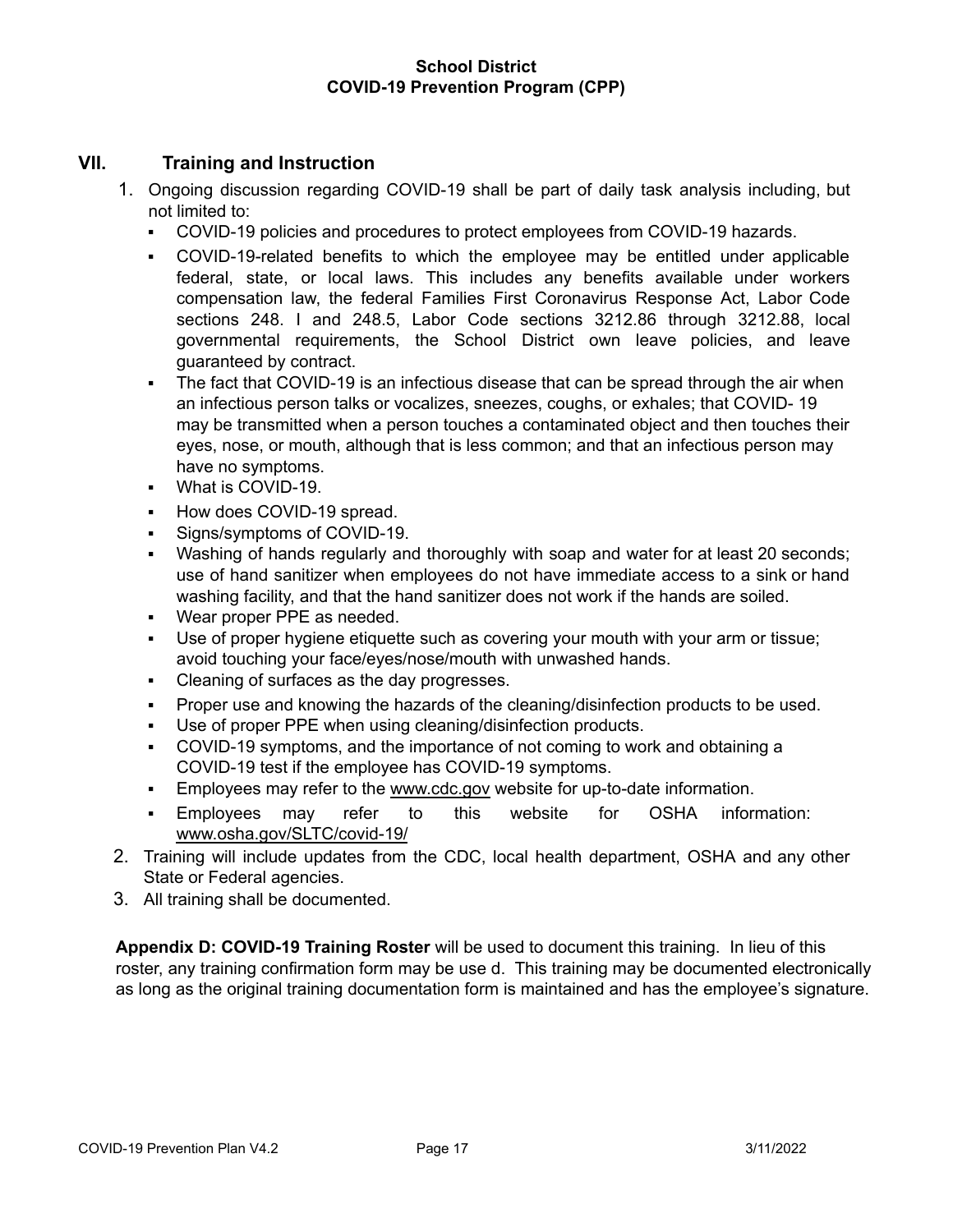## VII. Training and Instruction

1. Ongoing discussion regarding COVID-19 shall be part of daily task analysis including, but not limited to:
   - COVID-19 policies and procedures to protect employees from COVID-19 hazards.
   - COVID-19-related benefits to which the employee may be entitled under applicable federal, state, or local laws. This includes any benefits available under workers compensation law, the federal Families First Coronavirus Response Act, Labor Code sections 248. l and 248.5, Labor Code sections 3212.86 through 3212.88, local governmental requirements, the School District own leave policies, and leave guaranteed by contract.
   - The fact that COVID-19 is an infectious disease that can be spread through the air when an infectious person talks or vocalizes, sneezes, coughs, or exhales; that COVID- 19 may be transmitted when a person touches a contaminated object and then touches their eyes, nose, or mouth, although that is less common; and that an infectious person may have no symptoms.
   - What is COVID-19.
   - How does COVID-19 spread.
   - Signs/symptoms of COVID-19.
   - Washing of hands regularly and thoroughly with soap and water for at least 20 seconds; use of hand sanitizer when employees do not have immediate access to a sink or hand washing facility, and that the hand sanitizer does not work if the hands are soiled.
   - Wear proper PPE as needed.
   - Use of proper hygiene etiquette such as covering your mouth with your arm or tissue; avoid touching your face/eyes/nose/mouth with unwashed hands.
   - Cleaning of surfaces as the day progresses.
   - Proper use and knowing the hazards of the cleaning/disinfection products to be used.
   - Use of proper PPE when using cleaning/disinfection products.
   - COVID-19 symptoms, and the importance of not coming to work and obtaining a COVID-19 test if the employee has COVID-19 symptoms.
   - Employees may refer to the www.cdc.gov website for up-to-date information.
   - Employees may refer to this website for OSHA information: www.osha.gov/SLTC/covid-19/
2. Training will include updates from the CDC, local health department, OSHA and any other State or Federal agencies.
3. All training shall be documented.

**Appendix D: COVID-19 Training Roster** will be used to document this training. In lieu of this roster, any training confirmation form may be use d. This training may be documented electronically as long as the original training documentation form is maintained and has the employee's signature.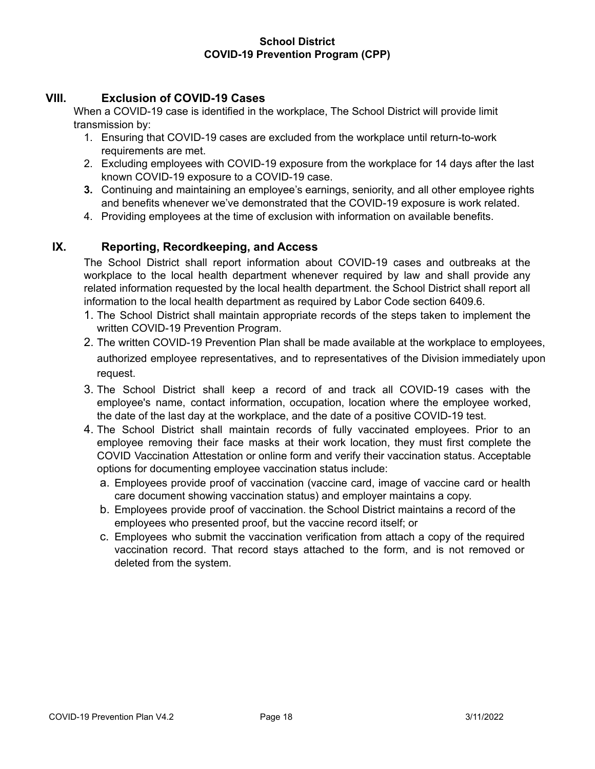## VIII. Exclusion of COVID-19 Cases

When a COVID-19 case is identified in the workplace, The School District will provide limit transmission by:

1. Ensuring that COVID-19 cases are excluded from the workplace until return-to-work requirements are met.
2. Excluding employees with COVID-19 exposure from the workplace for 14 days after the last known COVID-19 exposure to a COVID-19 case.
3. Continuing and maintaining an employee's earnings, seniority, and all other employee rights and benefits whenever we've demonstrated that the COVID-19 exposure is work related.
4. Providing employees at the time of exclusion with information on available benefits.

## IX. Reporting, Recordkeeping, and Access

The School District shall report information about COVID-19 cases and outbreaks at the workplace to the local health department whenever required by law and shall provide any related information requested by the local health department. the School District shall report all information to the local health department as required by Labor Code section 6409.6.

1. The School District shall maintain appropriate records of the steps taken to implement the written COVID-19 Prevention Program.
2. The written COVID-19 Prevention Plan shall be made available at the workplace to employees, authorized employee representatives, and to representatives of the Division immediately upon request.
3. The School District shall keep a record of and track all COVID-19 cases with the employee's name, contact information, occupation, location where the employee worked, the date of the last day at the workplace, and the date of a positive COVID-19 test.
4. The School District shall maintain records of fully vaccinated employees. Prior to an employee removing their face masks at their work location, they must first complete the COVID Vaccination Attestation or online form and verify their vaccination status. Acceptable options for documenting employee vaccination status include:
   a. Employees provide proof of vaccination (vaccine card, image of vaccine card or health care document showing vaccination status) and employer maintains a copy.
   b. Employees provide proof of vaccination. the School District maintains a record of the employees who presented proof, but the vaccine record itself; or
   c. Employees who submit the vaccination verification from attach a copy of the required vaccination record. That record stays attached to the form, and is not removed or deleted from the system.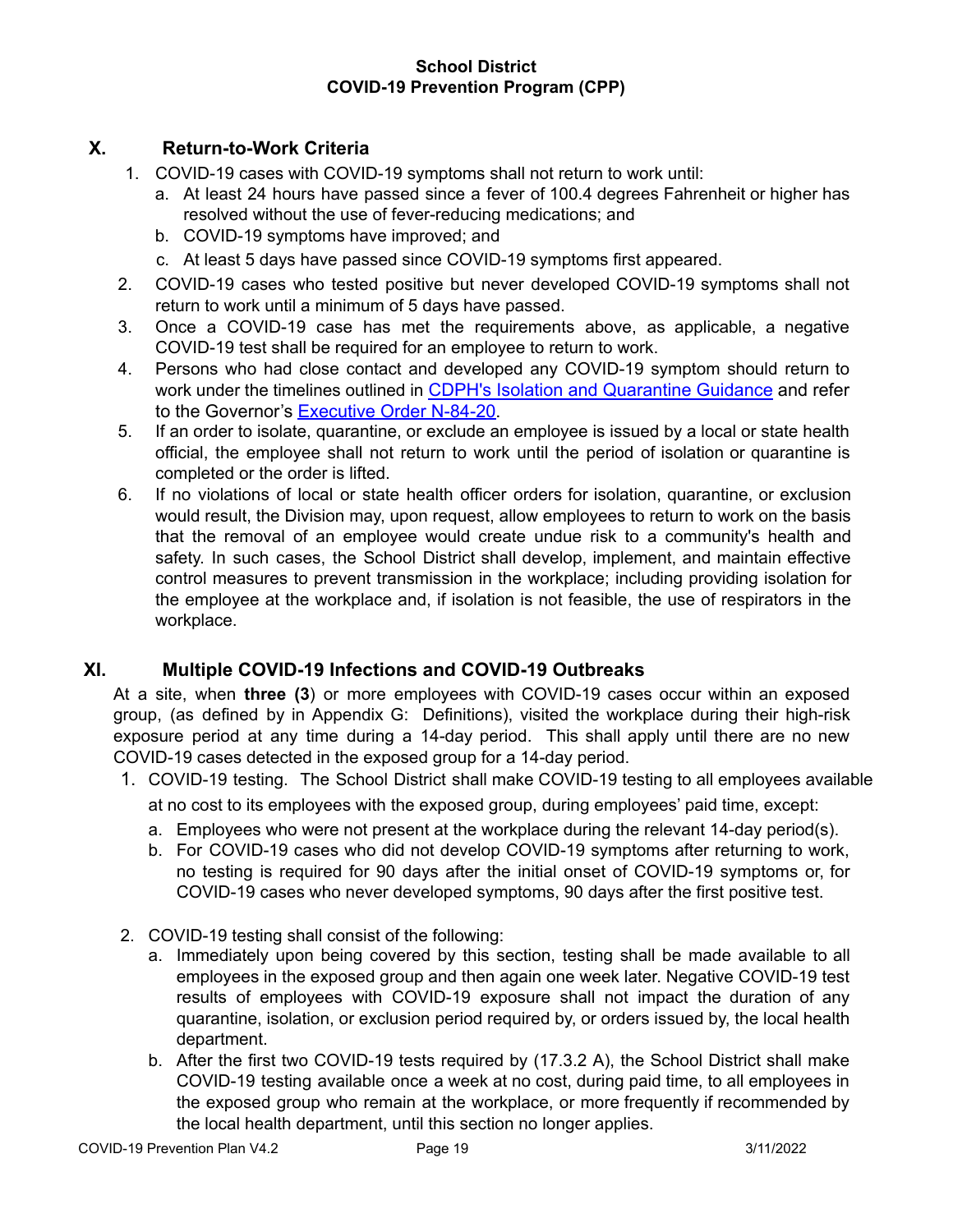## X. Return-to-Work Criteria

1. COVID-19 cases with COVID-19 symptoms shall not return to work until:
   a. At least 24 hours have passed since a fever of 100.4 degrees Fahrenheit or higher has resolved without the use of fever-reducing medications; and
   b. COVID-19 symptoms have improved; and
   c. At least 5 days have passed since COVID-19 symptoms first appeared.
2. COVID-19 cases who tested positive but never developed COVID-19 symptoms shall not return to work until a minimum of 5 days have passed.
3. Once a COVID-19 case has met the requirements above, as applicable, a negative COVID-19 test shall be required for an employee to return to work.
4. Persons who had close contact and developed any COVID-19 symptom should return to work under the timelines outlined in [CDPH's Isolation and Quarantine Guidance]() and refer to the Governor's [Executive Order N-84-20]().
5. If an order to isolate, quarantine, or exclude an employee is issued by a local or state health official, the employee shall not return to work until the period of isolation or quarantine is completed or the order is lifted.
6. If no violations of local or state health officer orders for isolation, quarantine, or exclusion would result, the Division may, upon request, allow employees to return to work on the basis that the removal of an employee would create undue risk to a community's health and safety. In such cases, the School District shall develop, implement, and maintain effective control measures to prevent transmission in the workplace; including providing isolation for the employee at the workplace and, if isolation is not feasible, the use of respirators in the workplace.

## XI. Multiple COVID-19 Infections and COVID-19 Outbreaks

At a site, when **three (3**) or more employees with COVID-19 cases occur within an exposed group, (as defined by in Appendix G: Definitions), visited the workplace during their high-risk exposure period at any time during a 14-day period. This shall apply until there are no new COVID-19 cases detected in the exposed group for a 14-day period.

1. COVID-19 testing. The School District shall make COVID-19 testing to all employees available at no cost to its employees with the exposed group, during employees' paid time, except:
   a. Employees who were not present at the workplace during the relevant 14-day period(s).
   b. For COVID-19 cases who did not develop COVID-19 symptoms after returning to work, no testing is required for 90 days after the initial onset of COVID-19 symptoms or, for COVID-19 cases who never developed symptoms, 90 days after the first positive test.
2. COVID-19 testing shall consist of the following:
   a. Immediately upon being covered by this section, testing shall be made available to all employees in the exposed group and then again one week later. Negative COVID-19 test results of employees with COVID-19 exposure shall not impact the duration of any quarantine, isolation, or exclusion period required by, or orders issued by, the local health department.
   b. After the first two COVID-19 tests required by (17.3.2 A), the School District shall make COVID-19 testing available once a week at no cost, during paid time, to all employees in the exposed group who remain at the workplace, or more frequently if recommended by the local health department, until this section no longer applies.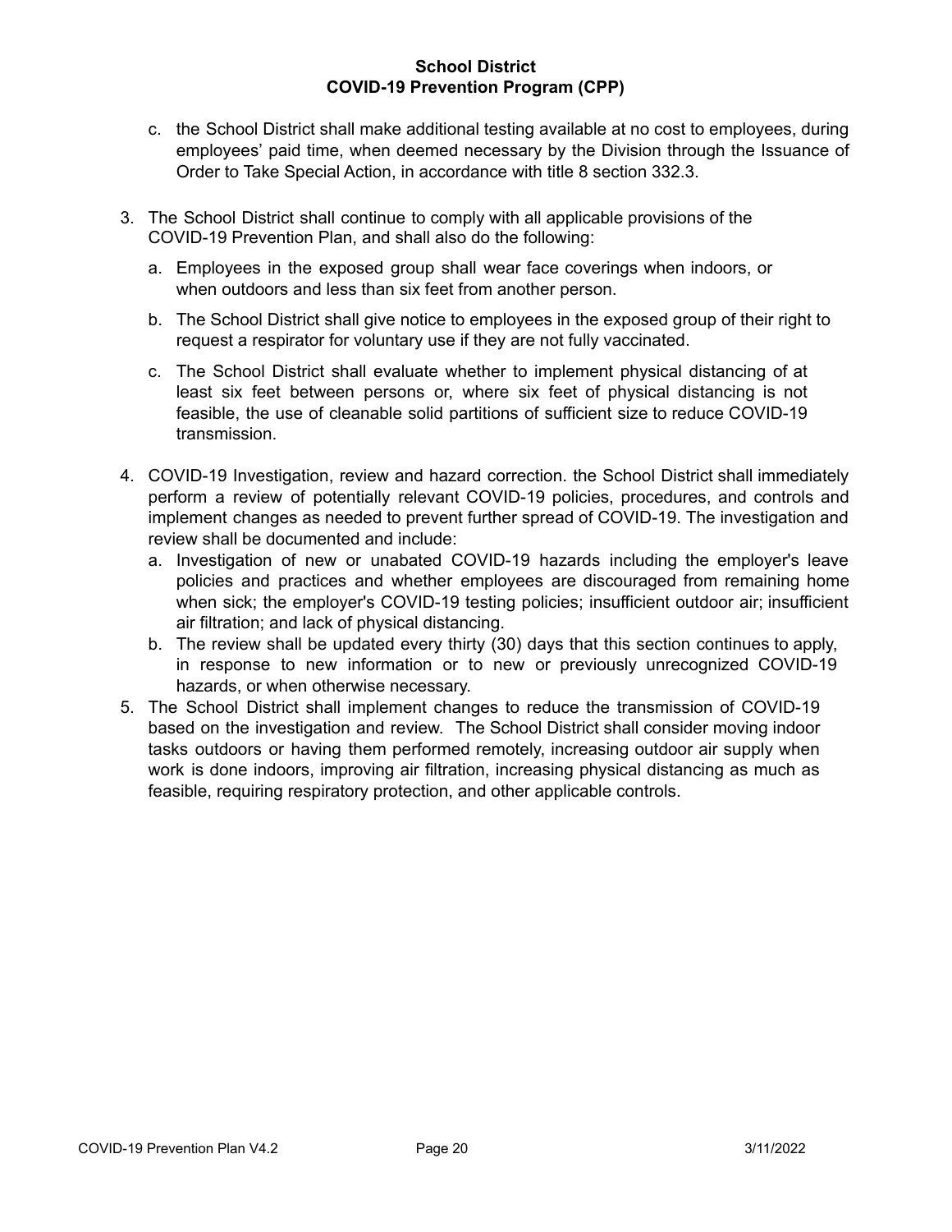c. the School District shall make additional testing available at no cost to employees, during employees' paid time, when deemed necessary by the Division through the Issuance of Order to Take Special Action, in accordance with title 8 section 332.3.

3. The School District shall continue to comply with all applicable provisions of the COVID-19 Prevention Plan, and shall also do the following:

   a. Employees in the exposed group shall wear face coverings when indoors, or when outdoors and less than six feet from another person.

   b. The School District shall give notice to employees in the exposed group of their right to request a respirator for voluntary use if they are not fully vaccinated.

   c. The School District shall evaluate whether to implement physical distancing of at least six feet between persons or, where six feet of physical distancing is not feasible, the use of cleanable solid partitions of sufficient size to reduce COVID-19 transmission.

4. COVID-19 Investigation, review and hazard correction. the School District shall immediately perform a review of potentially relevant COVID-19 policies, procedures, and controls and implement changes as needed to prevent further spread of COVID-19. The investigation and review shall be documented and include:
   a. Investigation of new or unabated COVID-19 hazards including the employer's leave policies and practices and whether employees are discouraged from remaining home when sick; the employer's COVID-19 testing policies; insufficient outdoor air; insufficient air filtration; and lack of physical distancing.
   b. The review shall be updated every thirty (30) days that this section continues to apply, in response to new information or to new or previously unrecognized COVID-19 hazards, or when otherwise necessary.
5. The School District shall implement changes to reduce the transmission of COVID-19 based on the investigation and review. The School District shall consider moving indoor tasks outdoors or having them performed remotely, increasing outdoor air supply when work is done indoors, improving air filtration, increasing physical distancing as much as feasible, requiring respiratory protection, and other applicable controls.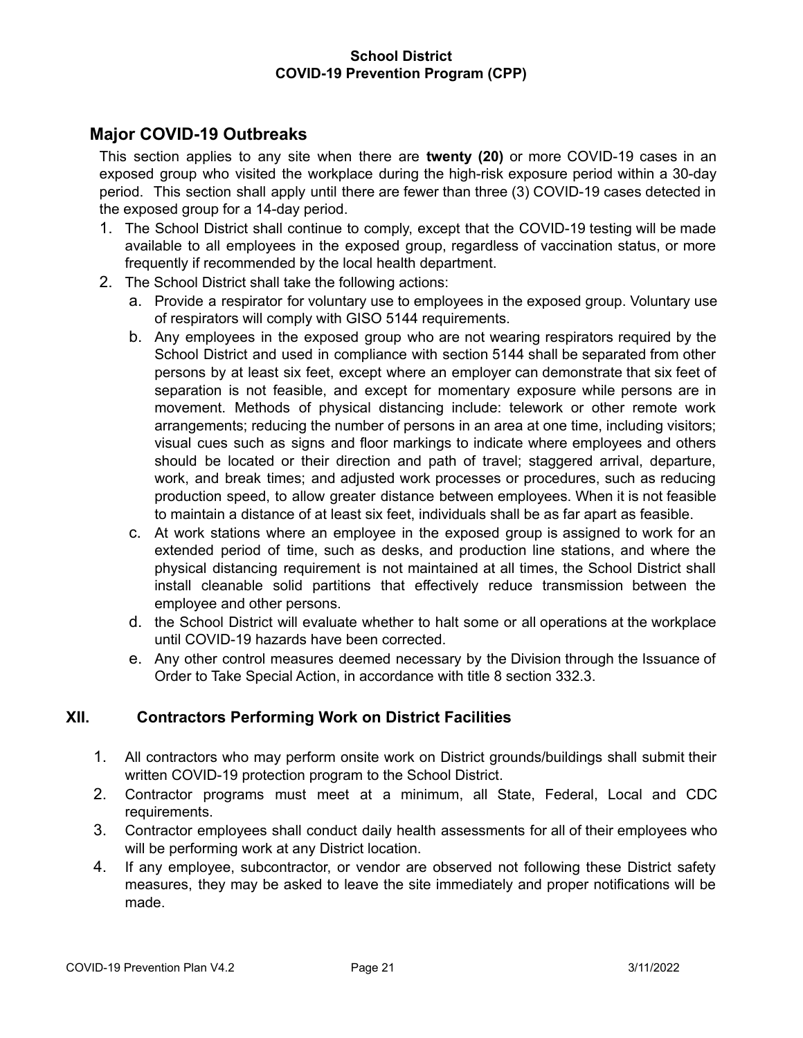## Major COVID-19 Outbreaks

This section applies to any site when there are **twenty (20)** or more COVID-19 cases in an exposed group who visited the workplace during the high-risk exposure period within a 30-day period. This section shall apply until there are fewer than three (3) COVID-19 cases detected in the exposed group for a 14-day period.

1. The School District shall continue to comply, except that the COVID-19 testing will be made available to all employees in the exposed group, regardless of vaccination status, or more frequently if recommended by the local health department.
2. The School District shall take the following actions:
   a. Provide a respirator for voluntary use to employees in the exposed group. Voluntary use of respirators will comply with GISO 5144 requirements.
   b. Any employees in the exposed group who are not wearing respirators required by the School District and used in compliance with section 5144 shall be separated from other persons by at least six feet, except where an employer can demonstrate that six feet of separation is not feasible, and except for momentary exposure while persons are in movement. Methods of physical distancing include: telework or other remote work arrangements; reducing the number of persons in an area at one time, including visitors; visual cues such as signs and floor markings to indicate where employees and others should be located or their direction and path of travel; staggered arrival, departure, work, and break times; and adjusted work processes or procedures, such as reducing production speed, to allow greater distance between employees. When it is not feasible to maintain a distance of at least six feet, individuals shall be as far apart as feasible.
   c. At work stations where an employee in the exposed group is assigned to work for an extended period of time, such as desks, and production line stations, and where the physical distancing requirement is not maintained at all times, the School District shall install cleanable solid partitions that effectively reduce transmission between the employee and other persons.
   d. the School District will evaluate whether to halt some or all operations at the workplace until COVID-19 hazards have been corrected.
   e. Any other control measures deemed necessary by the Division through the Issuance of Order to Take Special Action, in accordance with title 8 section 332.3.

## XII. Contractors Performing Work on District Facilities

1. All contractors who may perform onsite work on District grounds/buildings shall submit their written COVID-19 protection program to the School District.
2. Contractor programs must meet at a minimum, all State, Federal, Local and CDC requirements.
3. Contractor employees shall conduct daily health assessments for all of their employees who will be performing work at any District location.
4. If any employee, subcontractor, or vendor are observed not following these District safety measures, they may be asked to leave the site immediately and proper notifications will be made.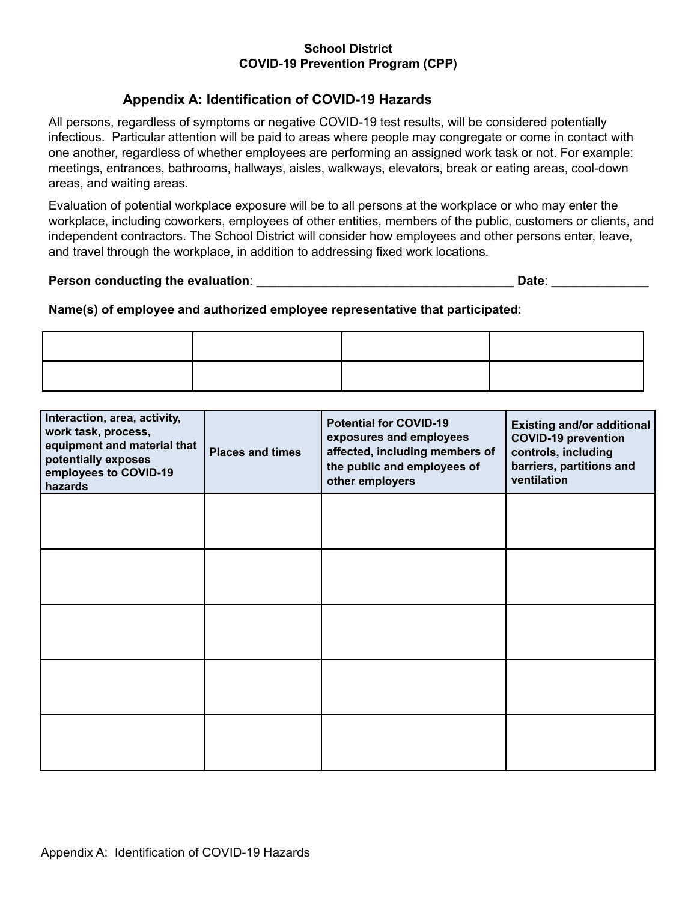**School District**
**COVID-19 Prevention Program (CPP)**

## Appendix A: Identification of COVID-19 Hazards

All persons, regardless of symptoms or negative COVID-19 test results, will be considered potentially infectious. Particular attention will be paid to areas where people may congregate or come in contact with one another, regardless of whether employees are performing an assigned work task or not. For example: meetings, entrances, bathrooms, hallways, aisles, walkways, elevators, break or eating areas, cool-down areas, and waiting areas.

Evaluation of potential workplace exposure will be to all persons at the workplace or who may enter the workplace, including coworkers, employees of other entities, members of the public, customers or clients, and independent contractors. The School District will consider how employees and other persons enter, leave, and travel through the workplace, in addition to addressing fixed work locations.

**Person conducting the evaluation**: _____________________________________ **Date**: ______________

**Name(s) of employee and authorized employee representative that participated**:

| | | | |
|---|---|---|---|
| | | | |
| | | | |

| Interaction, area, activity, work task, process, equipment and material that potentially exposes employees to COVID-19 hazards | Places and times | Potential for COVID-19 exposures and employees affected, including members of the public and employees of other employers | Existing and/or additional COVID-19 prevention controls, including barriers, partitions and ventilation |
|---|---|---|---|
| | | | |
| | | | |
| | | | |
| | | | |
| | | | |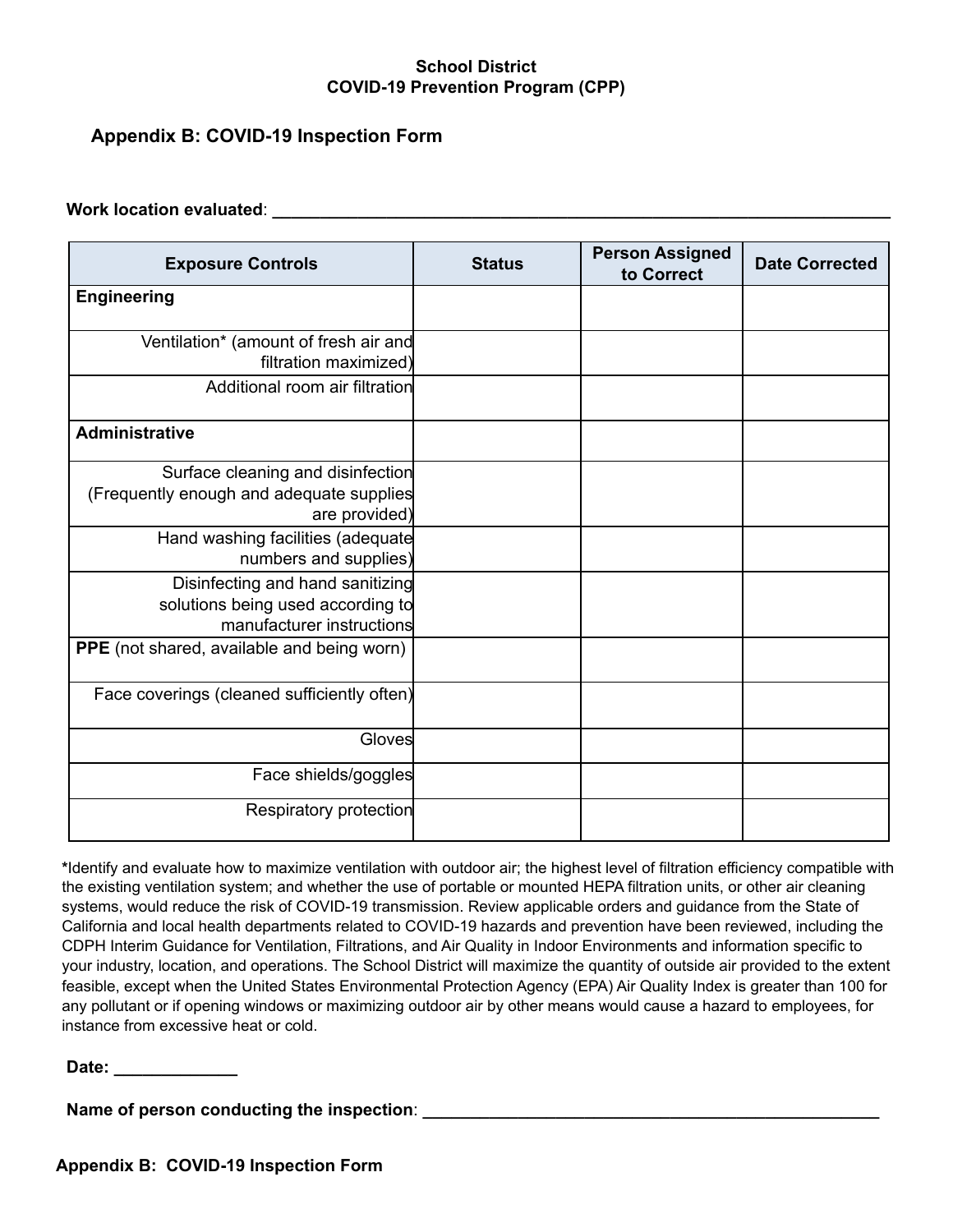**School District**
**COVID-19 Prevention Program (CPP)**

## Appendix B: COVID-19 Inspection Form

**Work location evaluated**: ___________________________________________________________________

| Exposure Controls | Status | Person Assigned to Correct | Date Corrected |
|---|---|---|---|
| **Engineering** | | | |
| Ventilation* (amount of fresh air and filtration maximized) | | | |
| Additional room air filtration | | | |
| **Administrative** | | | |
| Surface cleaning and disinfection (Frequently enough and adequate supplies are provided) | | | |
| Hand washing facilities (adequate numbers and supplies) | | | |
| Disinfecting and hand sanitizing solutions being used according to manufacturer instructions | | | |
| **PPE** (not shared, available and being worn) | | | |
| Face coverings (cleaned sufficiently often) | | | |
| Gloves | | | |
| Face shields/goggles | | | |
| Respiratory protection | | | |

***Identify and evaluate how to maximize ventilation with outdoor air; the highest level of filtration efficiency compatible with the existing ventilation system; and whether the use of portable or mounted HEPA filtration units, or other air cleaning systems, would reduce the risk of COVID-19 transmission. Review applicable orders and guidance from the State of California and local health departments related to COVID-19 hazards and prevention have been reviewed, including the CDPH Interim Guidance for Ventilation, Filtrations, and Air Quality in Indoor Environments and information specific to your industry, location, and operations. The School District will maximize the quantity of outside air provided to the extent feasible, except when the United States Environmental Protection Agency (EPA) Air Quality Index is greater than 100 for any pollutant or if opening windows or maximizing outdoor air by other means would cause a hazard to employees, for instance from excessive heat or cold.

**Date:** _____________

**Name of person conducting the inspection**: ____________________________________________________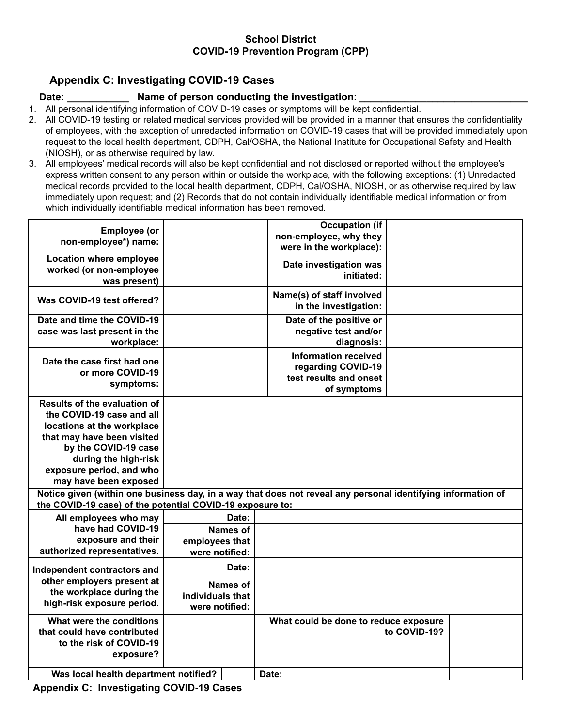**School District**
**COVID-19 Prevention Program (CPP)**

## Appendix C: Investigating COVID-19 Cases

**Date: ___________ Name of person conducting the investigation: _______________________________**

1. All personal identifying information of COVID-19 cases or symptoms will be kept confidential.
2. All COVID-19 testing or related medical services provided will be provided in a manner that ensures the confidentiality of employees, with the exception of unredacted information on COVID-19 cases that will be provided immediately upon request to the local health department, CDPH, Cal/OSHA, the National Institute for Occupational Safety and Health (NIOSH), or as otherwise required by law.
3. All employees' medical records will also be kept confidential and not disclosed or reported without the employee's express written consent to any person within or outside the workplace, with the following exceptions: (1) Unredacted medical records provided to the local health department, CDPH, Cal/OSHA, NIOSH, or as otherwise required by law immediately upon request; and (2) Records that do not contain individually identifiable medical information or from which individually identifiable medical information has been removed.

| | | | |
|---|---|---|---|
| **Employee (or non-employee*) name:** | | **Occupation (if non-employee, why they were in the workplace):** | |
| **Location where employee worked (or non-employee was present)** | | **Date investigation was initiated:** | |
| **Was COVID-19 test offered?** | | **Name(s) of staff involved in the investigation:** | |
| **Date and time the COVID-19 case was last present in the workplace:** | | **Date of the positive or negative test and/or diagnosis:** | |
| **Date the case first had one or more COVID-19 symptoms:** | | **Information received regarding COVID-19 test results and onset of symptoms** | |
| **Results of the evaluation of the COVID-19 case and all locations at the workplace that may have been visited by the COVID-19 case during the high-risk exposure period, and who may have been exposed** | | | |
| **Notice given (within one business day, in a way that does not reveal any personal identifying information of the COVID-19 case) of the potential COVID-19 exposure to:** | | | |
| **All employees who may have had COVID-19 exposure and their authorized representatives.** | **Date:** | | |
| | **Names of employees that were notified:** | | |
| **Independent contractors and other employers present at the workplace during the high-risk exposure period.** | **Date:** | | |
| | **Names of individuals that were notified:** | | |
| **What were the conditions that could have contributed to the risk of COVID-19 exposure?** | | **What could be done to reduce exposure to COVID-19?** | |
| **Was local health department notified?** | | **Date:** | |

**Appendix C: Investigating COVID-19 Cases**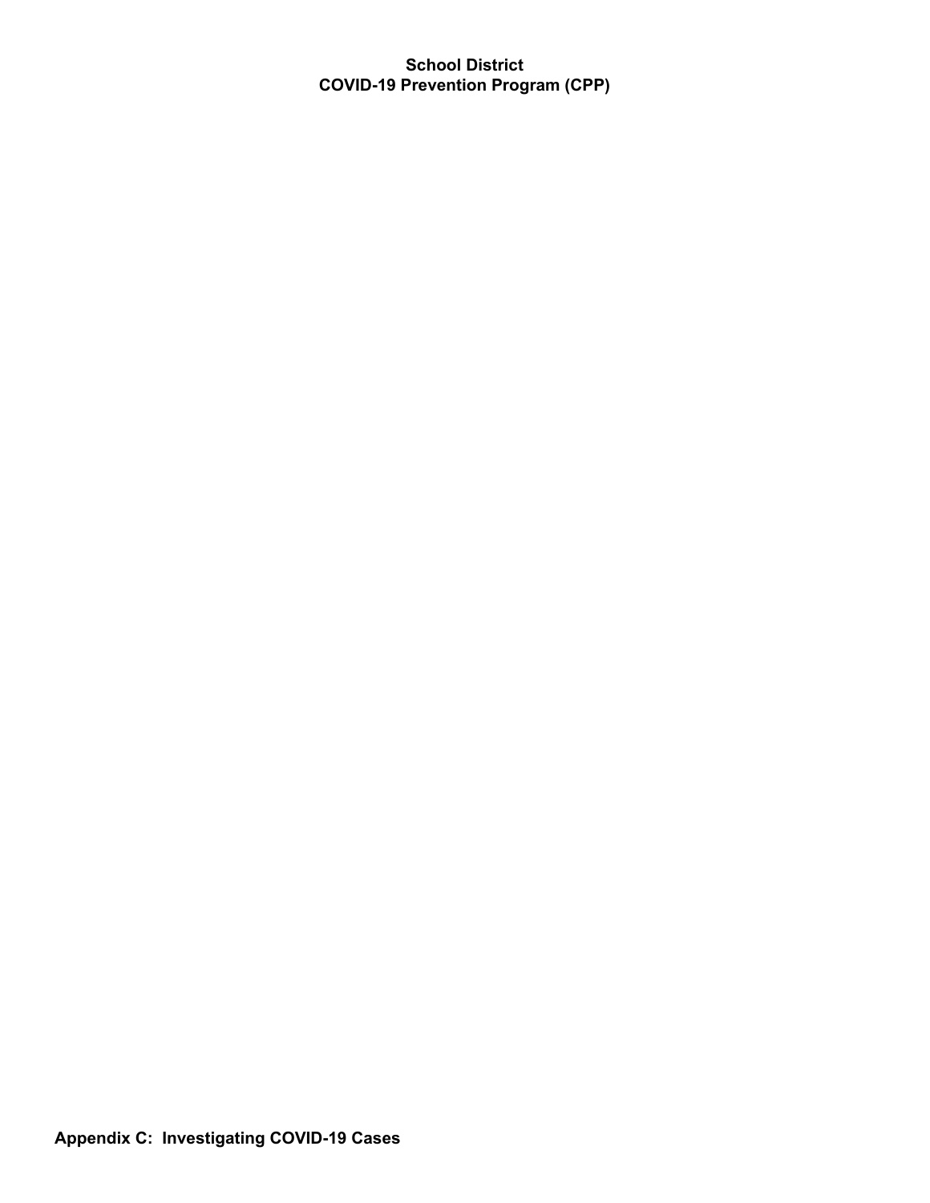## Appendix C: Investigating COVID-19 Cases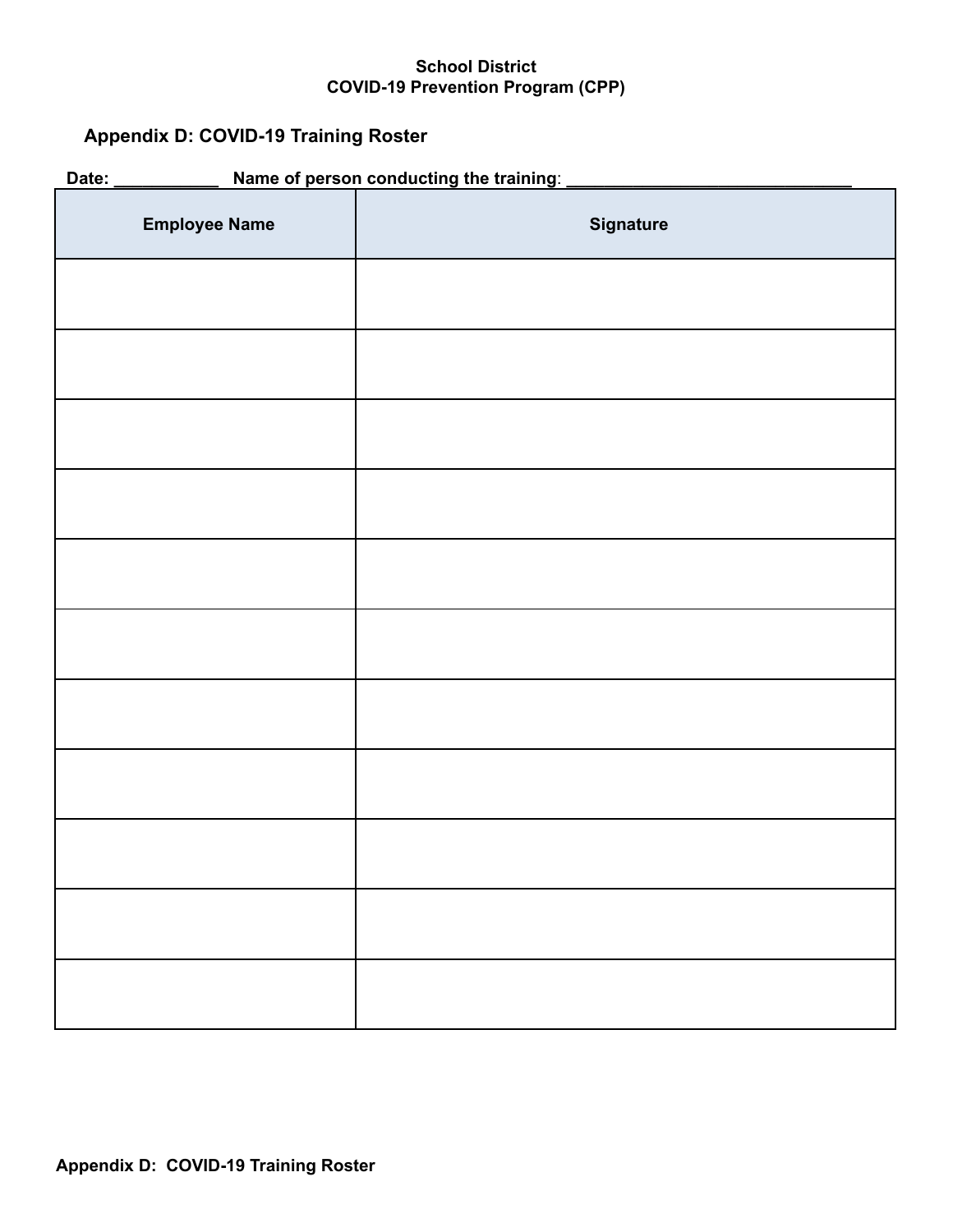School District
COVID-19 Prevention Program (CPP)

## Appendix D: COVID-19 Training Roster

**Date:** ___________ **Name of person conducting the training**: ______________________________

| Employee Name | Signature |
|---|---|
| | |
| | |
| | |
| | |
| | |
| | |
| | |
| | |
| | |
| | |
| | |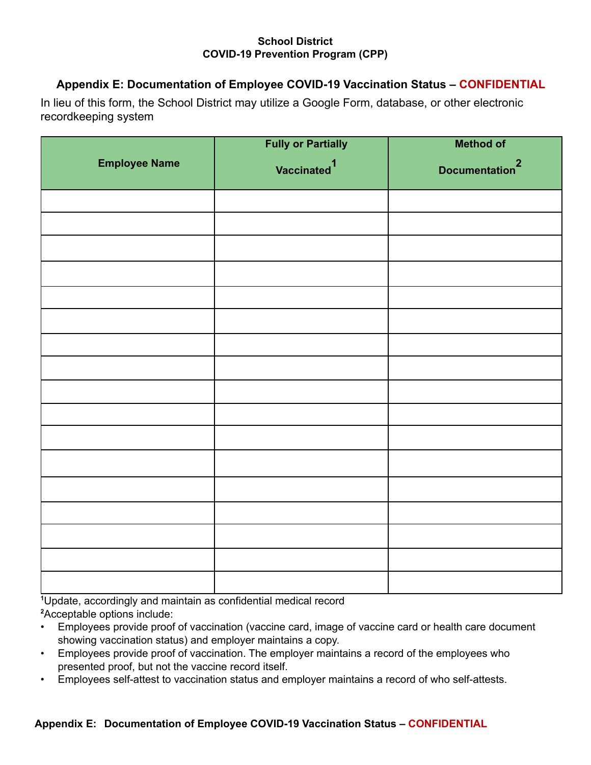**School District**
**COVID-19 Prevention Program (CPP)**

### Appendix E: Documentation of Employee COVID-19 Vaccination Status – CONFIDENTIAL

In lieu of this form, the School District may utilize a Google Form, database, or other electronic recordkeeping system

| Employee Name | Fully or Partially Vaccinated[1] | Method of Documentation[2] |
|---|---|---|
| | | |
| | | |
| | | |
| | | |
| | | |
| | | |
| | | |
| | | |
| | | |
| | | |
| | | |
| | | |
| | | |
| | | |
| | | |
| | | |
| | | |

[1]Update, accordingly and maintain as confidential medical record

[2]Acceptable options include:

- Employees provide proof of vaccination (vaccine card, image of vaccine card or health care document showing vaccination status) and employer maintains a copy.
- Employees provide proof of vaccination. The employer maintains a record of the employees who presented proof, but not the vaccine record itself.
- Employees self-attest to vaccination status and employer maintains a record of who self-attests.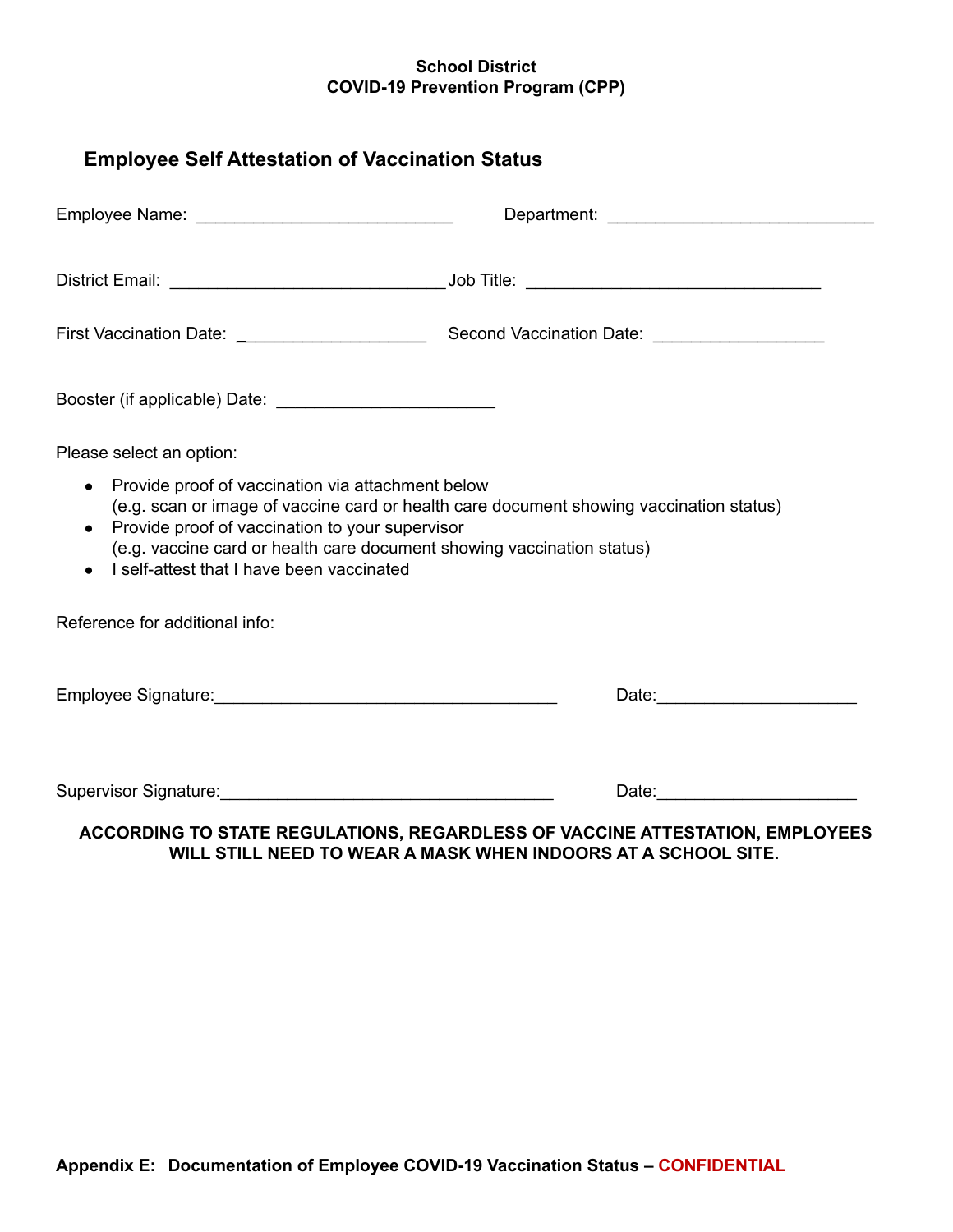**School District**
**COVID-19 Prevention Program (CPP)**

## Employee Self Attestation of Vaccination Status

Employee Name: ___________________________ Department: ____________________________

District Email: _____________________________ Job Title: _______________________________

First Vaccination Date: ____________________ Second Vaccination Date: __________________

Booster (if applicable) Date: _______________________

Please select an option:

- Provide proof of vaccination via attachment below
  (e.g. scan or image of vaccine card or health care document showing vaccination status)
- Provide proof of vaccination to your supervisor
  (e.g. vaccine card or health care document showing vaccination status)
- I self-attest that I have been vaccinated

Reference for additional info:

Employee Signature:____________________________________ Date:_____________________

Supervisor Signature:___________________________________ Date:_____________________

**ACCORDING TO STATE REGULATIONS, REGARDLESS OF VACCINE ATTESTATION, EMPLOYEES WILL STILL NEED TO WEAR A MASK WHEN INDOORS AT A SCHOOL SITE.**

**Appendix E: Documentation of Employee COVID-19 Vaccination Status – CONFIDENTIAL**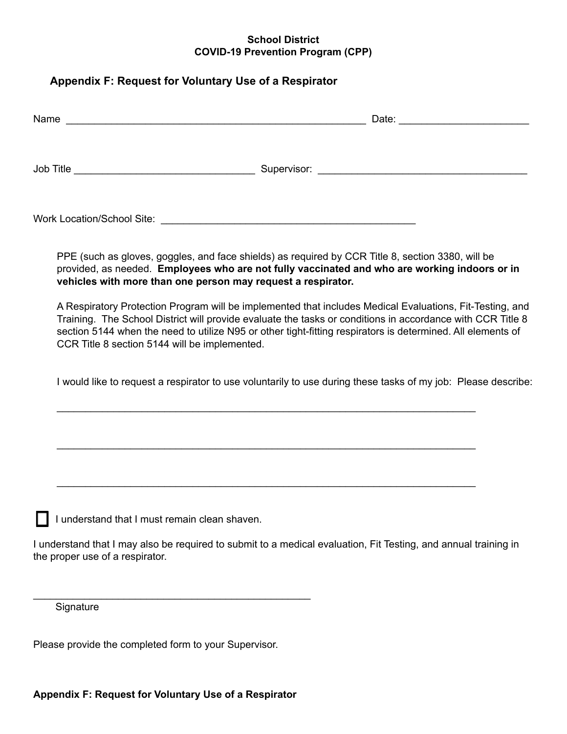**School District**
**COVID-19 Prevention Program (CPP)**

## Appendix F: Request for Voluntary Use of a Respirator

Name ______________________________________________________ Date: _______________________

Job Title ________________________________ Supervisor: _____________________________________

Work Location/School Site: ______________________________________________

PPE (such as gloves, goggles, and face shields) as required by CCR Title 8, section 3380, will be provided, as needed. **Employees who are not fully vaccinated and who are working indoors or in vehicles with more than one person may request a respirator.**

A Respiratory Protection Program will be implemented that includes Medical Evaluations, Fit-Testing, and Training. The School District will provide evaluate the tasks or conditions in accordance with CCR Title 8 section 5144 when the need to utilize N95 or other tight-fitting respirators is determined. All elements of CCR Title 8 section 5144 will be implemented.

I would like to request a respirator to use voluntarily to use during these tasks of my job: Please describe:

___________________________________________________________________________

___________________________________________________________________________

___________________________________________________________________________

☐ I understand that I must remain clean shaven.

I understand that I may also be required to submit to a medical evaluation, Fit Testing, and annual training in the proper use of a respirator.

__________________________________________________
Signature

Please provide the completed form to your Supervisor.

**Appendix F: Request for Voluntary Use of a Respirator**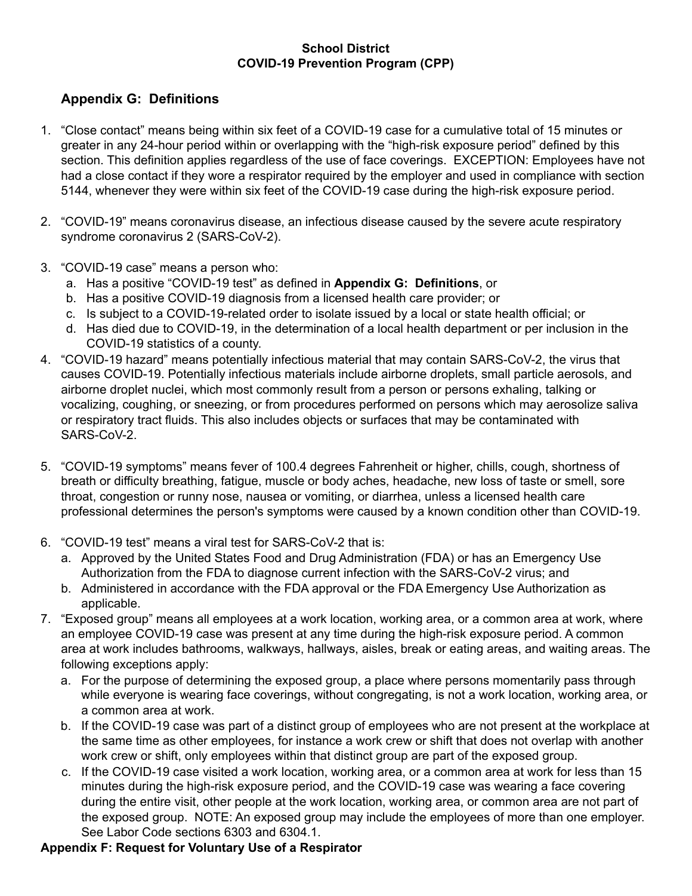**School District**
**COVID-19 Prevention Program (CPP)**

## Appendix G: Definitions

1. "Close contact" means being within six feet of a COVID-19 case for a cumulative total of 15 minutes or greater in any 24-hour period within or overlapping with the "high-risk exposure period" defined by this section. This definition applies regardless of the use of face coverings. EXCEPTION: Employees have not had a close contact if they wore a respirator required by the employer and used in compliance with section 5144, whenever they were within six feet of the COVID-19 case during the high-risk exposure period.

2. "COVID-19" means coronavirus disease, an infectious disease caused by the severe acute respiratory syndrome coronavirus 2 (SARS-CoV-2).

3. "COVID-19 case" means a person who:
   a. Has a positive "COVID-19 test" as defined in **Appendix G: Definitions**, or
   b. Has a positive COVID-19 diagnosis from a licensed health care provider; or
   c. Is subject to a COVID-19-related order to isolate issued by a local or state health official; or
   d. Has died due to COVID-19, in the determination of a local health department or per inclusion in the COVID-19 statistics of a county.

4. "COVID-19 hazard" means potentially infectious material that may contain SARS-CoV-2, the virus that causes COVID-19. Potentially infectious materials include airborne droplets, small particle aerosols, and airborne droplet nuclei, which most commonly result from a person or persons exhaling, talking or vocalizing, coughing, or sneezing, or from procedures performed on persons which may aerosolize saliva or respiratory tract fluids. This also includes objects or surfaces that may be contaminated with SARS-CoV-2.

5. "COVID-19 symptoms" means fever of 100.4 degrees Fahrenheit or higher, chills, cough, shortness of breath or difficulty breathing, fatigue, muscle or body aches, headache, new loss of taste or smell, sore throat, congestion or runny nose, nausea or vomiting, or diarrhea, unless a licensed health care professional determines the person's symptoms were caused by a known condition other than COVID-19.

6. "COVID-19 test" means a viral test for SARS-CoV-2 that is:
   a. Approved by the United States Food and Drug Administration (FDA) or has an Emergency Use Authorization from the FDA to diagnose current infection with the SARS-CoV-2 virus; and
   b. Administered in accordance with the FDA approval or the FDA Emergency Use Authorization as applicable.

7. "Exposed group" means all employees at a work location, working area, or a common area at work, where an employee COVID-19 case was present at any time during the high-risk exposure period. A common area at work includes bathrooms, walkways, hallways, aisles, break or eating areas, and waiting areas. The following exceptions apply:
   a. For the purpose of determining the exposed group, a place where persons momentarily pass through while everyone is wearing face coverings, without congregating, is not a work location, working area, or a common area at work.
   b. If the COVID-19 case was part of a distinct group of employees who are not present at the workplace at the same time as other employees, for instance a work crew or shift that does not overlap with another work crew or shift, only employees within that distinct group are part of the exposed group.
   c. If the COVID-19 case visited a work location, working area, or a common area at work for less than 15 minutes during the high-risk exposure period, and the COVID-19 case was wearing a face covering during the entire visit, other people at the work location, working area, or common area are not part of the exposed group. NOTE: An exposed group may include the employees of more than one employer. See Labor Code sections 6303 and 6304.1.

**Appendix F: Request for Voluntary Use of a Respirator**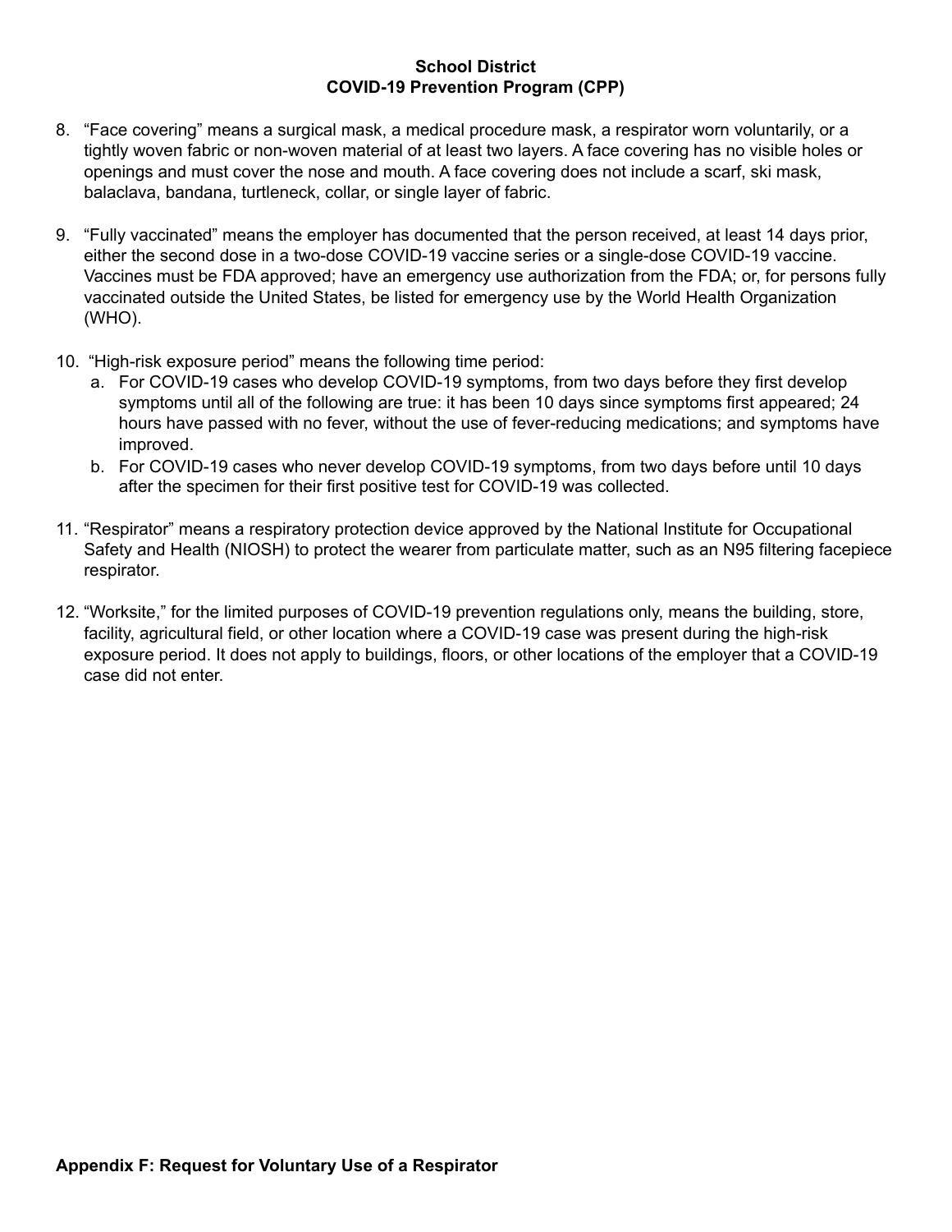8. “Face covering” means a surgical mask, a medical procedure mask, a respirator worn voluntarily, or a tightly woven fabric or non-woven material of at least two layers. A face covering has no visible holes or openings and must cover the nose and mouth. A face covering does not include a scarf, ski mask, balaclava, bandana, turtleneck, collar, or single layer of fabric.

9. “Fully vaccinated” means the employer has documented that the person received, at least 14 days prior, either the second dose in a two-dose COVID-19 vaccine series or a single-dose COVID-19 vaccine. Vaccines must be FDA approved; have an emergency use authorization from the FDA; or, for persons fully vaccinated outside the United States, be listed for emergency use by the World Health Organization (WHO).

10. “High-risk exposure period” means the following time period:
    a. For COVID-19 cases who develop COVID-19 symptoms, from two days before they first develop symptoms until all of the following are true: it has been 10 days since symptoms first appeared; 24 hours have passed with no fever, without the use of fever-reducing medications; and symptoms have improved.
    b. For COVID-19 cases who never develop COVID-19 symptoms, from two days before until 10 days after the specimen for their first positive test for COVID-19 was collected.

11. “Respirator” means a respiratory protection device approved by the National Institute for Occupational Safety and Health (NIOSH) to protect the wearer from particulate matter, such as an N95 filtering facepiece respirator.

12. “Worksite,” for the limited purposes of COVID-19 prevention regulations only, means the building, store, facility, agricultural field, or other location where a COVID-19 case was present during the high-risk exposure period. It does not apply to buildings, floors, or other locations of the employer that a COVID-19 case did not enter.

**Appendix F: Request for Voluntary Use of a Respirator**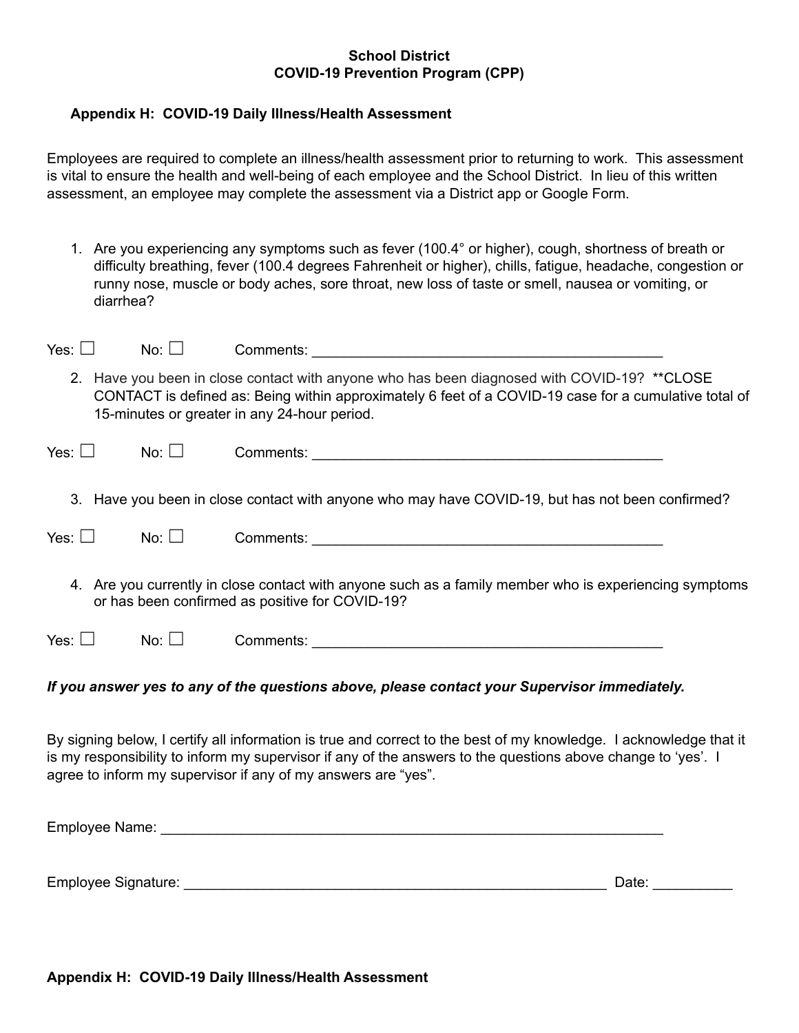**School District**
**COVID-19 Prevention Program (CPP)**

### Appendix H: COVID-19 Daily Illness/Health Assessment

Employees are required to complete an illness/health assessment prior to returning to work. This assessment is vital to ensure the health and well-being of each employee and the School District. In lieu of this written assessment, an employee may complete the assessment via a District app or Google Form.

1. Are you experiencing any symptoms such as fever (100.4° or higher), cough, shortness of breath or difficulty breathing, fever (100.4 degrees Fahrenheit or higher), chills, fatigue, headache, congestion or runny nose, muscle or body aches, sore throat, new loss of taste or smell, nausea or vomiting, or diarrhea?

Yes: ☐ No: ☐ Comments: ____________________________________________

2. Have you been in close contact with anyone who has been diagnosed with COVID-19? **CLOSE CONTACT is defined as: Being within approximately 6 feet of a COVID-19 case for a cumulative total of 15-minutes or greater in any 24-hour period.

Yes: ☐ No: ☐ Comments: ____________________________________________

3. Have you been in close contact with anyone who may have COVID-19, but has not been confirmed?

Yes: ☐ No: ☐ Comments: ____________________________________________

4. Are you currently in close contact with anyone such as a family member who is experiencing symptoms or has been confirmed as positive for COVID-19?

Yes: ☐ No: ☐ Comments: ____________________________________________

***If you answer yes to any of the questions above, please contact your Supervisor immediately.***

By signing below, I certify all information is true and correct to the best of my knowledge. I acknowledge that it is my responsibility to inform my supervisor if any of the answers to the questions above change to 'yes'. I agree to inform my supervisor if any of my answers are "yes".

Employee Name: ____________________________________________________________

Employee Signature: _____________________________________________________ Date: __________

**Appendix H: COVID-19 Daily Illness/Health Assessment**